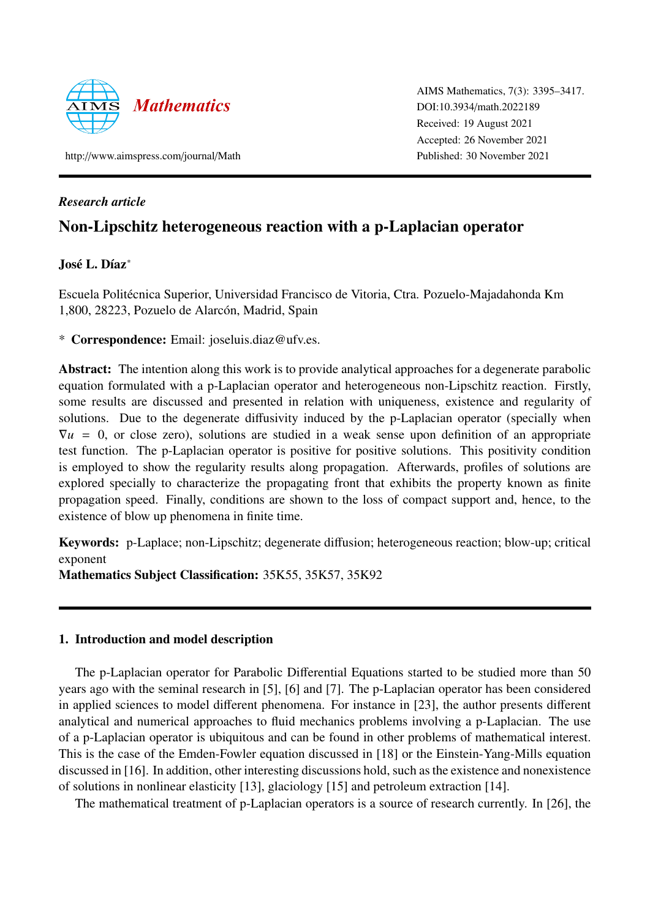AIMS Mathematics, 7(3): 3395–3417.
DOI:10.3934/math.2022189
Received: 19 August 2021
Accepted: 26 November 2021
Published: 30 November 2021

http://www.aimspress.com/journal/Math

*Research article*

# Non-Lipschitz heterogeneous reaction with a p-Laplacian operator

**José L. Díaz***

Escuela Politécnica Superior, Universidad Francisco de Vitoria, Ctra. Pozuelo-Majadahonda Km 1,800, 28223, Pozuelo de Alarcón, Madrid, Spain

* **Correspondence:** Email: joseluis.diaz@ufv.es.

**Abstract:** The intention along this work is to provide analytical approaches for a degenerate parabolic equation formulated with a p-Laplacian operator and heterogeneous non-Lipschitz reaction. Firstly, some results are discussed and presented in relation with uniqueness, existence and regularity of solutions. Due to the degenerate diffusivity induced by the p-Laplacian operator (specially when $\nabla u = 0$, or close zero), solutions are studied in a weak sense upon definition of an appropriate test function. The p-Laplacian operator is positive for positive solutions. This positivity condition is employed to show the regularity results along propagation. Afterwards, profiles of solutions are explored specially to characterize the propagating front that exhibits the property known as finite propagation speed. Finally, conditions are shown to the loss of compact support and, hence, to the existence of blow up phenomena in finite time.

**Keywords:** p-Laplace; non-Lipschitz; degenerate diffusion; heterogeneous reaction; blow-up; critical exponent
**Mathematics Subject Classification:** 35K55, 35K57, 35K92

## 1. Introduction and model description

The p-Laplacian operator for Parabolic Differential Equations started to be studied more than 50 years ago with the seminal research in [5], [6] and [7]. The p-Laplacian operator has been considered in applied sciences to model different phenomena. For instance in [23], the author presents different analytical and numerical approaches to fluid mechanics problems involving a p-Laplacian. The use of a p-Laplacian operator is ubiquitous and can be found in other problems of mathematical interest. This is the case of the Emden-Fowler equation discussed in [18] or the Einstein-Yang-Mills equation discussed in [16]. In addition, other interesting discussions hold, such as the existence and nonexistence of solutions in nonlinear elasticity [13], glaciology [15] and petroleum extraction [14].

The mathematical treatment of p-Laplacian operators is a source of research currently. In [26], the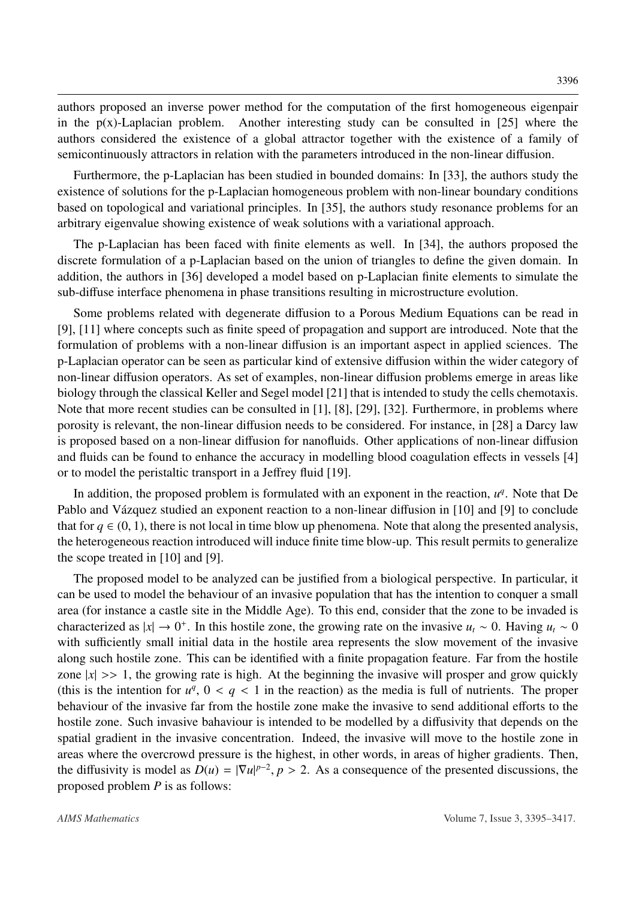authors proposed an inverse power method for the computation of the first homogeneous eigenpair in the p(x)-Laplacian problem. Another interesting study can be consulted in [25] where the authors considered the existence of a global attractor together with the existence of a family of semicontinuously attractors in relation with the parameters introduced in the non-linear diffusion.

Furthermore, the p-Laplacian has been studied in bounded domains: In [33], the authors study the existence of solutions for the p-Laplacian homogeneous problem with non-linear boundary conditions based on topological and variational principles. In [35], the authors study resonance problems for an arbitrary eigenvalue showing existence of weak solutions with a variational approach.

The p-Laplacian has been faced with finite elements as well. In [34], the authors proposed the discrete formulation of a p-Laplacian based on the union of triangles to define the given domain. In addition, the authors in [36] developed a model based on p-Laplacian finite elements to simulate the sub-diffuse interface phenomena in phase transitions resulting in microstructure evolution.

Some problems related with degenerate diffusion to a Porous Medium Equations can be read in [9], [11] where concepts such as finite speed of propagation and support are introduced. Note that the formulation of problems with a non-linear diffusion is an important aspect in applied sciences. The p-Laplacian operator can be seen as particular kind of extensive diffusion within the wider category of non-linear diffusion operators. As set of examples, non-linear diffusion problems emerge in areas like biology through the classical Keller and Segel model [21] that is intended to study the cells chemotaxis. Note that more recent studies can be consulted in [1], [8], [29], [32]. Furthermore, in problems where porosity is relevant, the non-linear diffusion needs to be considered. For instance, in [28] a Darcy law is proposed based on a non-linear diffusion for nanofluids. Other applications of non-linear diffusion and fluids can be found to enhance the accuracy in modelling blood coagulation effects in vessels [4] or to model the peristaltic transport in a Jeffrey fluid [19].

In addition, the proposed problem is formulated with an exponent in the reaction, $u^q$. Note that De Pablo and Vázquez studied an exponent reaction to a non-linear diffusion in [10] and [9] to conclude that for $q \in (0, 1)$, there is not local in time blow up phenomena. Note that along the presented analysis, the heterogeneous reaction introduced will induce finite time blow-up. This result permits to generalize the scope treated in [10] and [9].

The proposed model to be analyzed can be justified from a biological perspective. In particular, it can be used to model the behaviour of an invasive population that has the intention to conquer a small area (for instance a castle site in the Middle Age). To this end, consider that the zone to be invaded is characterized as $|x| \to 0^+$. In this hostile zone, the growing rate on the invasive $u_t \sim 0$. Having $u_t \sim 0$ with sufficiently small initial data in the hostile area represents the slow movement of the invasive along such hostile zone. This can be identified with a finite propagation feature. Far from the hostile zone $|x| >> 1$, the growing rate is high. At the beginning the invasive will prosper and grow quickly (this is the intention for $u^q$, $0 < q < 1$ in the reaction) as the media is full of nutrients. The proper behaviour of the invasive far from the hostile zone make the invasive to send additional efforts to the hostile zone. Such invasive bahaviour is intended to be modelled by a diffusivity that depends on the spatial gradient in the invasive concentration. Indeed, the invasive will move to the hostile zone in areas where the overcrowd pressure is the highest, in other words, in areas of higher gradients. Then, the diffusivity is model as $D(u) = |\nabla u|^{p-2}$, $p > 2$. As a consequence of the presented discussions, the proposed problem $P$ is as follows: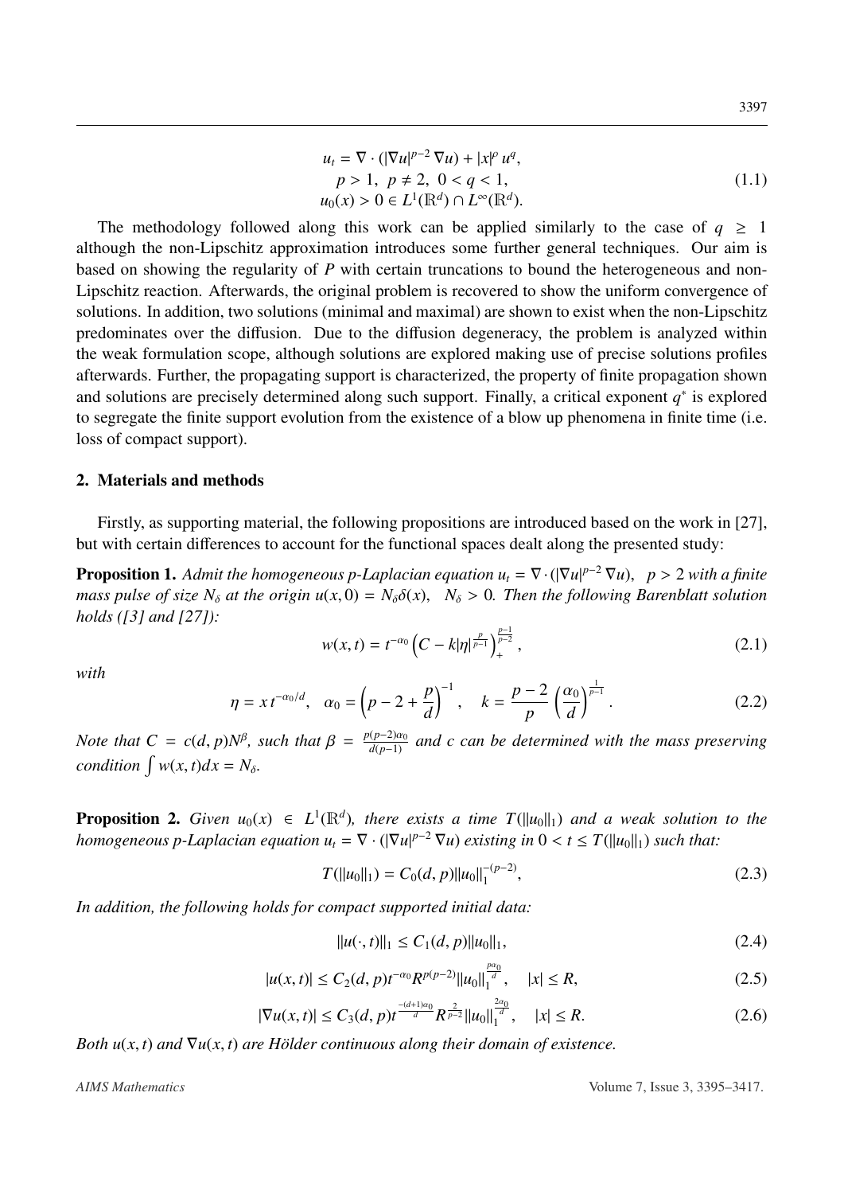$$
\begin{gathered}
u_t = \nabla \cdot (|\nabla u|^{p-2} \nabla u) + |x|^{\rho} u^q, \\
p > 1, \ p \neq 2, \ 0 < q < 1, \\
u_0(x) > 0 \in L^1(\mathbb{R}^d) \cap L^{\infty}(\mathbb{R}^d).
\end{gathered}
\tag{1.1}
$$

The methodology followed along this work can be applied similarly to the case of $q \geq 1$ although the non-Lipschitz approximation introduces some further general techniques. Our aim is based on showing the regularity of $P$ with certain truncations to bound the heterogeneous and non-Lipschitz reaction. Afterwards, the original problem is recovered to show the uniform convergence of solutions. In addition, two solutions (minimal and maximal) are shown to exist when the non-Lipschitz predominates over the diffusion. Due to the diffusion degeneracy, the problem is analyzed within the weak formulation scope, although solutions are explored making use of precise solutions profiles afterwards. Further, the propagating support is characterized, the property of finite propagation shown and solutions are precisely determined along such support. Finally, a critical exponent $q^*$ is explored to segregate the finite support evolution from the existence of a blow up phenomena in finite time (i.e. loss of compact support).

## 2. Materials and methods

Firstly, as supporting material, the following propositions are introduced based on the work in [27], but with certain differences to account for the functional spaces dealt along the presented study:

**Proposition 1.** *Admit the homogeneous p-Laplacian equation $u_t = \nabla \cdot (|\nabla u|^{p-2} \nabla u), \quad p > 2$ with a finite mass pulse of size $N_\delta$ at the origin $u(x, 0) = N_\delta \delta(x), \quad N_\delta > 0$. Then the following Barenblatt solution holds ([3] and [27]):*

$$
w(x,t) = t^{-\alpha_0} \left( C - k|\eta|^{\frac{p}{p-1}} \right)_+^{\frac{p-1}{p-2}},
\tag{2.1}
$$

*with*

$$
\eta = x\, t^{-\alpha_0/d}, \quad \alpha_0 = \left( p - 2 + \frac{p}{d} \right)^{-1}, \quad k = \frac{p-2}{p} \left( \frac{\alpha_0}{d} \right)^{\frac{1}{p-1}}.
\tag{2.2}
$$

*Note that $C = c(d,p)N^{\beta}$, such that $\beta = \frac{p(p-2)\alpha_0}{d(p-1)}$ and $c$ can be determined with the mass preserving condition $\int w(x,t)dx = N_\delta$.*

**Proposition 2.** *Given $u_0(x) \in L^1(\mathbb{R}^d)$, there exists a time $T(\|u_0\|_1)$ and a weak solution to the homogeneous p-Laplacian equation $u_t = \nabla \cdot (|\nabla u|^{p-2} \nabla u)$ existing in $0 < t \leq T(\|u_0\|_1)$ such that:*

$$
T(\|u_0\|_1) = C_0(d,p) \|u_0\|_1^{-(p-2)},
\tag{2.3}
$$

*In addition, the following holds for compact supported initial data:*

$$
\|u(\cdot,t)\|_1 \leq C_1(d,p) \|u_0\|_1,
\tag{2.4}
$$

$$
|u(x,t)| \leq C_2(d,p) t^{-\alpha_0} R^{p(p-2)} \|u_0\|_1^{\frac{p\alpha_0}{d}}, \quad |x| \leq R,
\tag{2.5}
$$

$$
|\nabla u(x,t)| \leq C_3(d,p) t^{\frac{-(d+1)\alpha_0}{d}} R^{\frac{2}{p-2}} \|u_0\|_1^{\frac{2\alpha_0}{d}}, \quad |x| \leq R.
\tag{2.6}
$$

*Both $u(x,t)$ and $\nabla u(x,t)$ are Hölder continuous along their domain of existence.*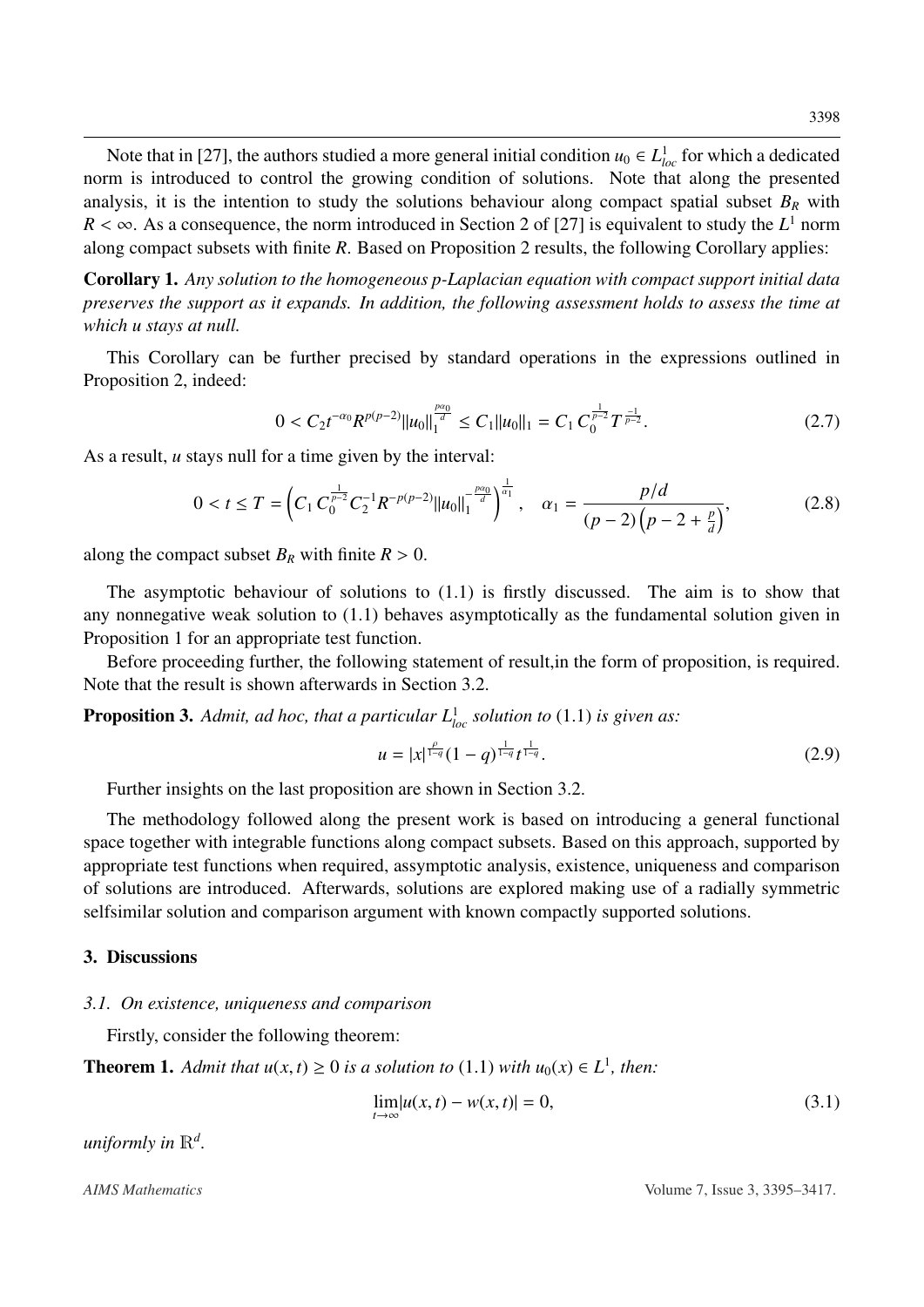Note that in [27], the authors studied a more general initial condition $u_0 \in L^1_{loc}$ for which a dedicated norm is introduced to control the growing condition of solutions. Note that along the presented analysis, it is the intention to study the solutions behaviour along compact spatial subset $B_R$ with $R < \infty$. As a consequence, the norm introduced in Section 2 of [27] is equivalent to study the $L^1$ norm along compact subsets with finite $R$. Based on Proposition 2 results, the following Corollary applies:

**Corollary 1.** *Any solution to the homogeneous p-Laplacian equation with compact support initial data preserves the support as it expands. In addition, the following assessment holds to assess the time at which u stays at null.*

This Corollary can be further precised by standard operations in the expressions outlined in Proposition 2, indeed:

$$0 < C_2 t^{-\alpha_0} R^{p(p-2)} \|u_0\|_1^{\frac{p\alpha_0}{d}} \leq C_1 \|u_0\|_1 = C_1\, C_0^{\frac{1}{p-2}} T^{\frac{-1}{p-2}}. \tag{2.7}$$

As a result, $u$ stays null for a time given by the interval:

$$0 < t \leq T = \left( C_1\, C_0^{\frac{1}{p-2}} C_2^{-1} R^{-p(p-2)} \|u_0\|_1^{-\frac{p\alpha_0}{d}} \right)^{\frac{1}{\alpha_1}}, \quad \alpha_1 = \frac{p/d}{(p-2)\left(p-2+\frac{p}{d}\right)}, \tag{2.8}$$

along the compact subset $B_R$ with finite $R > 0$.

The asymptotic behaviour of solutions to (1.1) is firstly discussed. The aim is to show that any nonnegative weak solution to (1.1) behaves asymptotically as the fundamental solution given in Proposition 1 for an appropriate test function.

Before proceeding further, the following statement of result,in the form of proposition, is required. Note that the result is shown afterwards in Section 3.2.

**Proposition 3.** *Admit, ad hoc, that a particular $L^1_{loc}$ solution to* (1.1) *is given as:*

$$u = |x|^{\frac{\rho}{1-q}} (1-q)^{\frac{1}{1-q}} t^{\frac{1}{1-q}}. \tag{2.9}$$

Further insights on the last proposition are shown in Section 3.2.

The methodology followed along the present work is based on introducing a general functional space together with integrable functions along compact subsets. Based on this approach, supported by appropriate test functions when required, assymptotic analysis, existence, uniqueness and comparison of solutions are introduced. Afterwards, solutions are explored making use of a radially symmetric selfsimilar solution and comparison argument with known compactly supported solutions.

## 3. Discussions

### *3.1. On existence, uniqueness and comparison*

Firstly, consider the following theorem:

**Theorem 1.** *Admit that $u(x,t) \geq 0$ is a solution to* (1.1) *with $u_0(x) \in L^1$, then:*

$$\lim_{t \to \infty} |u(x,t) - w(x,t)| = 0, \tag{3.1}$$

*uniformly in $\mathbb{R}^d$.*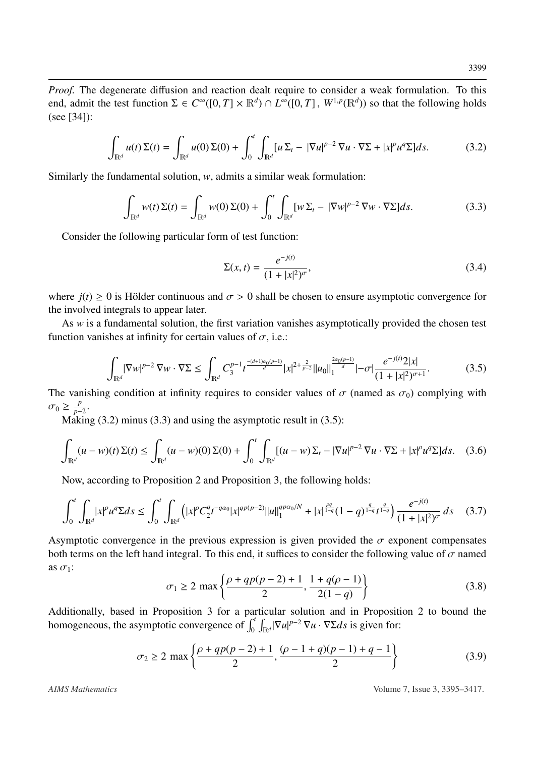*Proof.* The degenerate diffusion and reaction dealt require to consider a weak formulation. To this end, admit the test function $\Sigma \in C^{\infty}([0,T] \times \mathbb{R}^d) \cap L^{\infty}([0,T], W^{1,p}(\mathbb{R}^d))$ so that the following holds (see [34]):

$$\int_{\mathbb{R}^d} u(t)\,\Sigma(t) = \int_{\mathbb{R}^d} u(0)\,\Sigma(0) + \int_0^t \int_{\mathbb{R}^d} [u\,\Sigma_t - |\nabla u|^{p-2}\,\nabla u \cdot \nabla \Sigma + |x|^{\rho} u^q \Sigma] ds. \tag{3.2}$$

Similarly the fundamental solution, $w$, admits a similar weak formulation:

$$\int_{\mathbb{R}^d} w(t)\,\Sigma(t) = \int_{\mathbb{R}^d} w(0)\,\Sigma(0) + \int_0^t \int_{\mathbb{R}^d} [w\,\Sigma_t - |\nabla w|^{p-2}\,\nabla w \cdot \nabla \Sigma] ds. \tag{3.3}$$

Consider the following particular form of test function:

$$\Sigma(x,t) = \frac{e^{-j(t)}}{(1+|x|^2)^{\sigma}}, \tag{3.4}$$

where $j(t) \geq 0$ is Hölder continuous and $\sigma > 0$ shall be chosen to ensure asymptotic convergence for the involved integrals to appear later.

As $w$ is a fundamental solution, the first variation vanishes asymptotically provided the chosen test function vanishes at infinity for certain values of $\sigma$, i.e.:

$$\int_{\mathbb{R}^d} |\nabla w|^{p-2}\,\nabla w \cdot \nabla \Sigma \leq \int_{\mathbb{R}^d} C_3^{p-1} t^{\frac{-(d+1)\alpha_0(p-1)}{d}} |x|^{2+\frac{2}{p-2}} \|u_0\|_1^{\frac{2\alpha_0(p-1)}{d}} |-\sigma| \frac{e^{-j(t)} 2|x|}{(1+|x|^2)^{\sigma+1}}. \tag{3.5}$$

The vanishing condition at infinity requires to consider values of $\sigma$ (named as $\sigma_0$) complying with $\sigma_0 \geq \frac{p}{p-2}$.

Making (3.2) minus (3.3) and using the asymptotic result in (3.5):

$$\int_{\mathbb{R}^d} (u-w)(t)\,\Sigma(t) \leq \int_{\mathbb{R}^d} (u-w)(0)\,\Sigma(0) + \int_0^t \int_{\mathbb{R}^d} [(u-w)\,\Sigma_t - |\nabla u|^{p-2}\,\nabla u \cdot \nabla \Sigma + |x|^{\rho} u^q \Sigma] ds. \tag{3.6}$$

Now, according to Proposition 2 and Proposition 3, the following holds:

$$\int_0^t \int_{\mathbb{R}^d} |x|^{\rho} u^q \Sigma ds \leq \int_0^t \int_{\mathbb{R}^d} \left( |x|^{\rho} C_2^q t^{-q\alpha_0} |x|^{qp(p-2)} \|u\|_1^{qp\alpha_0/N} + |x|^{\frac{\rho q}{1-q}} (1-q)^{\frac{q}{1-q}} t^{\frac{q}{1-q}} \right) \frac{e^{-j(t)}}{(1+|x|^2)^{\sigma}}\, ds \tag{3.7}$$

Asymptotic convergence in the previous expression is given provided the $\sigma$ exponent compensates both terms on the left hand integral. To this end, it suffices to consider the following value of $\sigma$ named as $\sigma_1$:

$$\sigma_1 \geq 2 \ \max\left\{ \frac{\rho + qp(p-2) + 1}{2}, \frac{1 + q(\rho - 1)}{2(1-q)} \right\} \tag{3.8}$$

Additionally, based in Proposition 3 for a particular solution and in Proposition 2 to bound the homogeneous, the asymptotic convergence of $\int_0^t \int_{\mathbb{R}^d} |\nabla u|^{p-2}\,\nabla u \cdot \nabla \Sigma ds$ is given for:

$$\sigma_2 \geq 2 \ \max\left\{ \frac{\rho + qp(p-2) + 1}{2}, \frac{(\rho - 1 + q)(p-1) + q - 1}{2} \right\} \tag{3.9}$$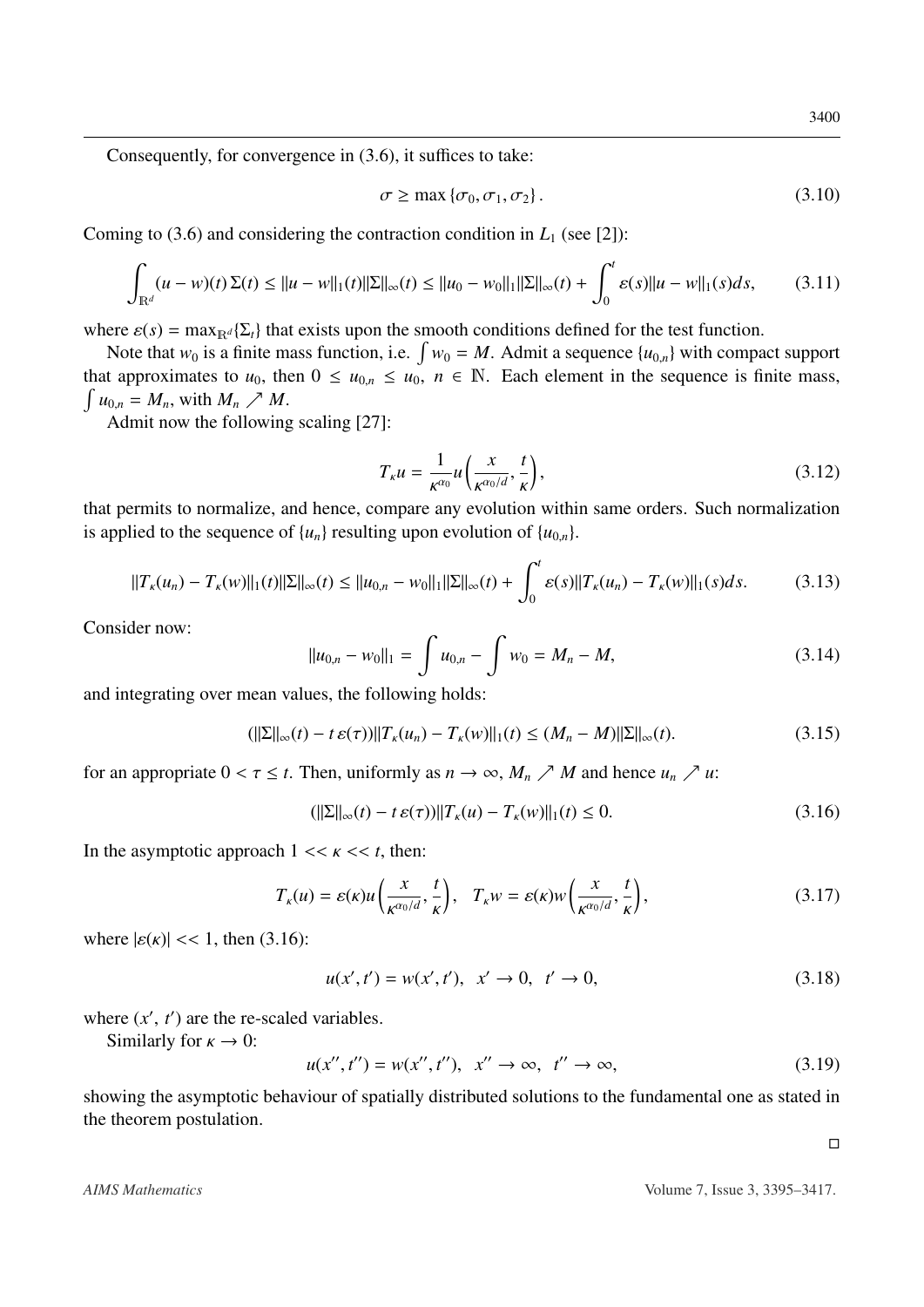Consequently, for convergence in (3.6), it suffices to take:

$$\sigma \geq \max\{\sigma_0, \sigma_1, \sigma_2\}. \tag{3.10}$$

Coming to (3.6) and considering the contraction condition in $L_1$ (see [2]):

$$\int_{\mathbb{R}^d} (u-w)(t)\,\Sigma(t) \leq \|u-w\|_1(t)\|\Sigma\|_\infty(t) \leq \|u_0-w_0\|_1\|\Sigma\|_\infty(t) + \int_0^t \varepsilon(s)\|u-w\|_1(s)ds, \tag{3.11}$$

where $\varepsilon(s) = \max_{\mathbb{R}^d}\{\Sigma_t\}$ that exists upon the smooth conditions defined for the test function.

Note that $w_0$ is a finite mass function, i.e. $\int w_0 = M$. Admit a sequence $\{u_{0,n}\}$ with compact support that approximates to $u_0$, then $0 \leq u_{0,n} \leq u_0$, $n \in \mathbb{N}$. Each element in the sequence is finite mass, $\int u_{0,n} = M_n$, with $M_n \nearrow M$.

Admit now the following scaling [27]:

$$T_\kappa u = \frac{1}{\kappa^{\alpha_0}} u\left(\frac{x}{\kappa^{\alpha_0/d}}, \frac{t}{\kappa}\right), \tag{3.12}$$

that permits to normalize, and hence, compare any evolution within same orders. Such normalization is applied to the sequence of $\{u_n\}$ resulting upon evolution of $\{u_{0,n}\}$.

$$\|T_\kappa(u_n) - T_\kappa(w)\|_1(t)\|\Sigma\|_\infty(t) \leq \|u_{0,n}-w_0\|_1\|\Sigma\|_\infty(t) + \int_0^t \varepsilon(s)\|T_\kappa(u_n) - T_\kappa(w)\|_1(s)ds. \tag{3.13}$$

Consider now:

$$\|u_{0,n} - w_0\|_1 = \int u_{0,n} - \int w_0 = M_n - M, \tag{3.14}$$

and integrating over mean values, the following holds:

$$(\|\Sigma\|_\infty(t) - t\,\varepsilon(\tau))\|T_\kappa(u_n) - T_\kappa(w)\|_1(t) \leq (M_n - M)\|\Sigma\|_\infty(t). \tag{3.15}$$

for an appropriate $0 < \tau \leq t$. Then, uniformly as $n \to \infty$, $M_n \nearrow M$ and hence $u_n \nearrow u$:

$$(\|\Sigma\|_\infty(t) - t\,\varepsilon(\tau))\|T_\kappa(u) - T_\kappa(w)\|_1(t) \leq 0. \tag{3.16}$$

In the asymptotic approach $1 << \kappa << t$, then:

$$T_\kappa(u) = \varepsilon(\kappa) u\left(\frac{x}{\kappa^{\alpha_0/d}}, \frac{t}{\kappa}\right), \quad T_\kappa w = \varepsilon(\kappa) w\left(\frac{x}{\kappa^{\alpha_0/d}}, \frac{t}{\kappa}\right), \tag{3.17}$$

where $|\varepsilon(\kappa)| << 1$, then (3.16):

$$u(x', t') = w(x', t'), \quad x' \to 0, \quad t' \to 0, \tag{3.18}$$

where $(x', t')$ are the re-scaled variables.

Similarly for $\kappa \to 0$:

$$u(x'', t'') = w(x'', t''), \quad x'' \to \infty, \quad t'' \to \infty, \tag{3.19}$$

showing the asymptotic behaviour of spatially distributed solutions to the fundamental one as stated in the theorem postulation.

□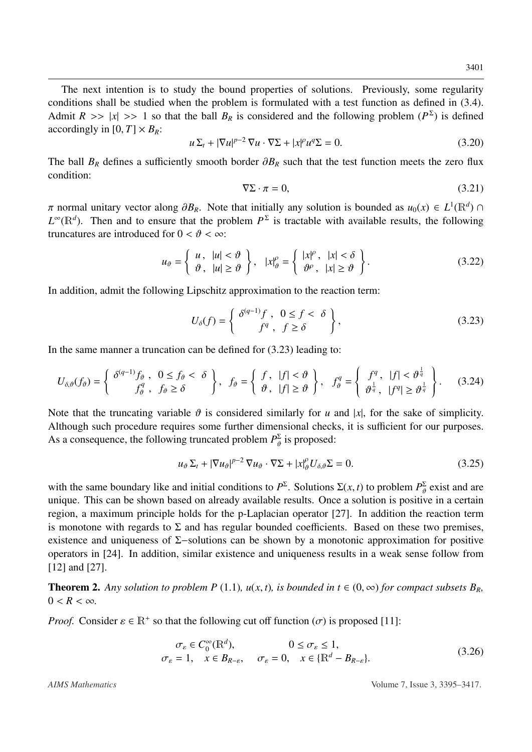The next intention is to study the bound properties of solutions. Previously, some regularity conditions shall be studied when the problem is formulated with a test function as defined in (3.4). Admit $R >> |x| >> 1$ so that the ball $B_R$ is considered and the following problem ($P^\Sigma$) is defined accordingly in $[0,T] \times B_R$:

$$u\,\Sigma_t + |\nabla u|^{p-2}\,\nabla u \cdot \nabla\Sigma + |x|^\rho u^q \Sigma = 0. \tag{3.20}$$

The ball $B_R$ defines a sufficiently smooth border $\partial B_R$ such that the test function meets the zero flux condition:

$$\nabla\Sigma \cdot \pi = 0, \tag{3.21}$$

$\pi$ normal unitary vector along $\partial B_R$. Note that initially any solution is bounded as $u_0(x) \in L^1(\mathbb{R}^d) \cap L^\infty(\mathbb{R}^d)$. Then and to ensure that the problem $P^\Sigma$ is tractable with available results, the following truncatures are introduced for $0 < \vartheta < \infty$:

$$u_\vartheta = \left\{ \begin{array}{l} u\,,\ \ |u| < \vartheta \\ \vartheta\,,\ \ |u| \geq \vartheta \end{array} \right\}, \quad |x|_\vartheta^\rho = \left\{ \begin{array}{l} |x|^\rho\,,\ \ |x| < \delta \\ \vartheta^\rho\,,\ \ |x| \geq \vartheta \end{array} \right\}. \tag{3.22}$$

In addition, admit the following Lipschitz approximation to the reaction term:

$$U_\delta(f) = \left\{ \begin{array}{c} \delta^{(q-1)} f\ ,\ \ 0 \leq f < \ \delta \\ f^q\ ,\ \ f \geq \delta \end{array} \right\}, \tag{3.23}$$

In the same manner a truncation can be defined for (3.23) leading to:

$$U_{\delta,\vartheta}(f_\vartheta) = \left\{ \begin{array}{c} \delta^{(q-1)} f_\vartheta\ ,\ \ 0 \leq f_\vartheta < \ \delta \\ f_\vartheta^q\ ,\ \ f_\vartheta \geq \delta \end{array} \right\}, \quad f_\vartheta = \left\{ \begin{array}{l} f\,,\ \ |f| < \vartheta \\ \vartheta\,,\ \ |f| \geq \vartheta \end{array} \right\}, \quad f_\vartheta^q = \left\{ \begin{array}{l} f^q\,,\ \ |f| < \vartheta^{\frac{1}{q}} \\ \vartheta^{\frac{1}{q}}\,,\ \ |f^q| \geq \vartheta^{\frac{1}{q}} \end{array} \right\}. \tag{3.24}$$

Note that the truncating variable $\vartheta$ is considered similarly for $u$ and $|x|$, for the sake of simplicity. Although such procedure requires some further dimensional checks, it is sufficient for our purposes. As a consequence, the following truncated problem $P_\vartheta^\Sigma$ is proposed:

$$u_\vartheta\,\Sigma_t + |\nabla u_\vartheta|^{p-2}\,\nabla u_\vartheta \cdot \nabla\Sigma + |x|_\vartheta^\rho U_{\delta,\vartheta}\Sigma = 0. \tag{3.25}$$

with the same boundary like and initial conditions to $P^\Sigma$. Solutions $\Sigma(x,t)$ to problem $P_\vartheta^\Sigma$ exist and are unique. This can be shown based on already available results. Once a solution is positive in a certain region, a maximum principle holds for the p-Laplacian operator [27]. In addition the reaction term is monotone with regards to $\Sigma$ and has regular bounded coefficients. Based on these two premises, existence and uniqueness of $\Sigma-$solutions can be shown by a monotonic approximation for positive operators in [24]. In addition, similar existence and uniqueness results in a weak sense follow from [12] and [27].

**Theorem 2.** *Any solution to problem $P$ (1.1), $u(x,t)$, is bounded in $t \in (0,\infty)$ for compact subsets $B_R$, $0 < R < \infty$.*

*Proof.* Consider $\varepsilon \in \mathbb{R}^+$ so that the following cut off function ($\sigma$) is proposed [11]:

$$\begin{array}{ll} \sigma_\varepsilon \in C_0^\infty(\mathbb{R}^d), & 0 \leq \sigma_\varepsilon \leq 1, \\ \sigma_\varepsilon = 1, \quad x \in B_{R-\varepsilon}, & \sigma_\varepsilon = 0, \quad x \in \{\mathbb{R}^d - B_{R-\varepsilon}\}. \end{array} \tag{3.26}$$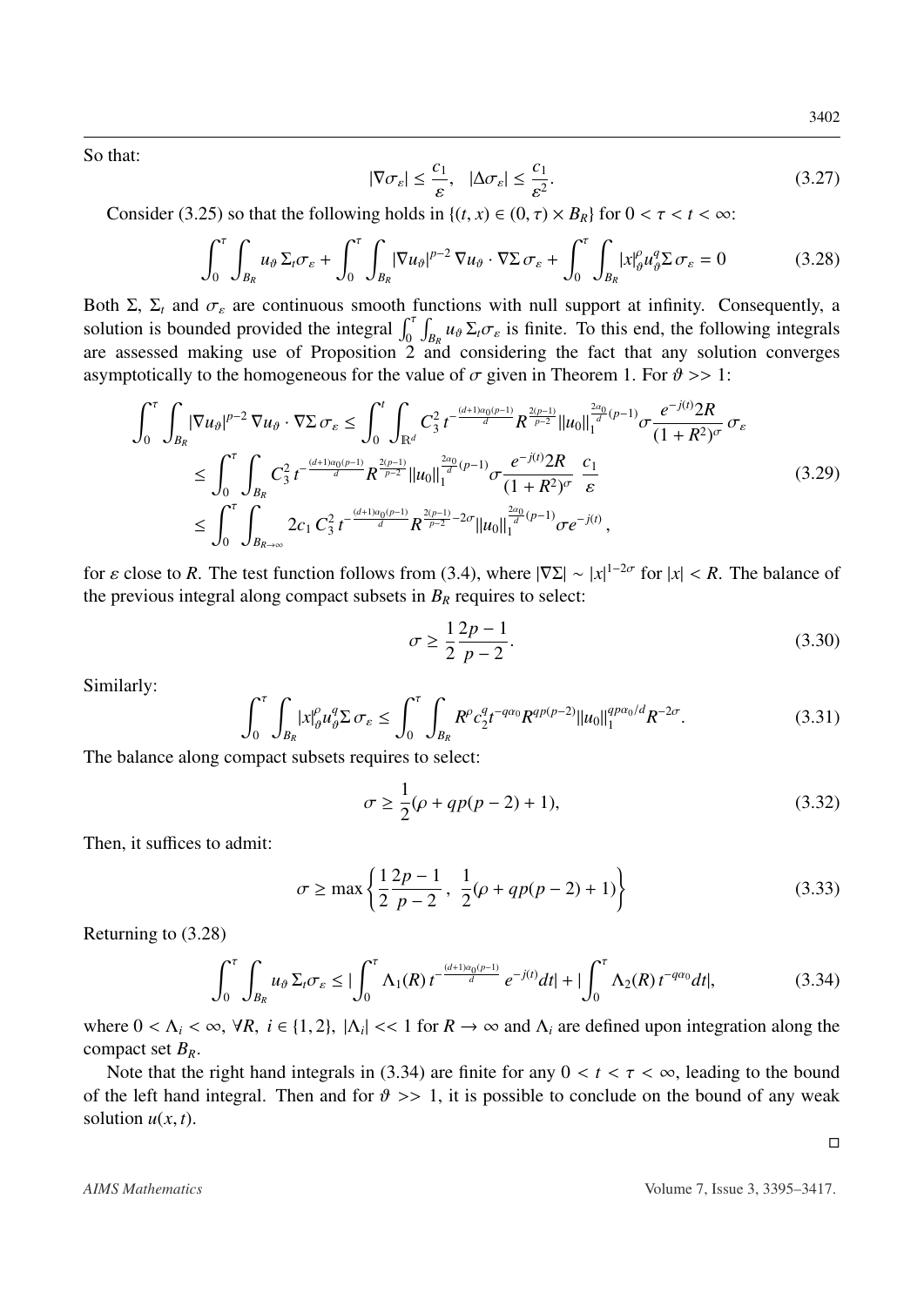So that:

$$|\nabla \sigma_\varepsilon| \leq \frac{c_1}{\varepsilon}, \quad |\Delta \sigma_\varepsilon| \leq \frac{c_1}{\varepsilon^2}. \tag{3.27}$$

Consider (3.25) so that the following holds in $\{(t, x) \in (0, \tau) \times B_R\}$ for $0 < \tau < t < \infty$:

$$\int_0^\tau \int_{B_R} u_\vartheta \, \Sigma_t \sigma_\varepsilon + \int_0^\tau \int_{B_R} |\nabla u_\vartheta|^{p-2} \, \nabla u_\vartheta \cdot \nabla \Sigma \, \sigma_\varepsilon + \int_0^\tau \int_{B_R} |x|_\vartheta^\rho u_\vartheta^q \Sigma \, \sigma_\varepsilon = 0 \tag{3.28}$$

Both $\Sigma$, $\Sigma_t$ and $\sigma_\varepsilon$ are continuous smooth functions with null support at infinity. Consequently, a solution is bounded provided the integral $\int_0^\tau \int_{B_R} u_\vartheta \, \Sigma_t \sigma_\varepsilon$ is finite. To this end, the following integrals are assessed making use of Proposition 2 and considering the fact that any solution converges asymptotically to the homogeneous for the value of $\sigma$ given in Theorem 1. For $\vartheta >> 1$:

$$\begin{aligned}
\int_0^\tau \int_{B_R} |\nabla u_\vartheta|^{p-2} \, \nabla u_\vartheta \cdot \nabla \Sigma \, \sigma_\varepsilon &\leq \int_0^t \int_{\mathbb{R}^d} C_3^2 \, t^{-\frac{(d+1)\alpha_0(p-1)}{d}} R^{\frac{2(p-1)}{p-2}} \|u_0\|_1^{\frac{2\alpha_0}{d}(p-1)} \sigma \frac{e^{-j(t)} 2R}{(1+R^2)^\sigma} \, \sigma_\varepsilon \\
&\leq \int_0^\tau \int_{B_R} C_3^2 \, t^{-\frac{(d+1)\alpha_0(p-1)}{d}} R^{\frac{2(p-1)}{p-2}} \|u_0\|_1^{\frac{2\alpha_0}{d}(p-1)} \sigma \frac{e^{-j(t)} 2R}{(1+R^2)^\sigma} \, \frac{c_1}{\varepsilon} \\
&\leq \int_0^\tau \int_{B_{R \to \infty}} 2c_1 \, C_3^2 \, t^{-\frac{(d+1)\alpha_0(p-1)}{d}} R^{\frac{2(p-1)}{p-2} - 2\sigma} \|u_0\|_1^{\frac{2\alpha_0}{d}(p-1)} \sigma e^{-j(t)},
\end{aligned} \tag{3.29}$$

for $\varepsilon$ close to $R$. The test function follows from (3.4), where $|\nabla \Sigma| \sim |x|^{1-2\sigma}$ for $|x| < R$. The balance of the previous integral along compact subsets in $B_R$ requires to select:

$$\sigma \geq \frac{1}{2} \frac{2p-1}{p-2}. \tag{3.30}$$

Similarly:

$$\int_0^\tau \int_{B_R} |x|_\vartheta^\rho u_\vartheta^q \Sigma \, \sigma_\varepsilon \leq \int_0^\tau \int_{B_R} R^\rho c_2^q t^{-q\alpha_0} R^{qp(p-2)} \|u_0\|_1^{qp\alpha_0/d} R^{-2\sigma}. \tag{3.31}$$

The balance along compact subsets requires to select:

$$\sigma \geq \frac{1}{2}(\rho + qp(p-2) + 1), \tag{3.32}$$

Then, it suffices to admit:

$$\sigma \geq \max \left\{ \frac{1}{2} \frac{2p-1}{p-2}, \; \frac{1}{2}(\rho + qp(p-2) + 1) \right\} \tag{3.33}$$

Returning to (3.28)

$$\int_0^\tau \int_{B_R} u_\vartheta \, \Sigma_t \sigma_\varepsilon \leq \left| \int_0^\tau \Lambda_1(R) \, t^{-\frac{(d+1)\alpha_0(p-1)}{d}} \, e^{-j(t)} dt \right| + \left| \int_0^\tau \Lambda_2(R) \, t^{-q\alpha_0} dt \right|, \tag{3.34}$$

where $0 < \Lambda_i < \infty$, $\forall R$, $i \in \{1, 2\}$, $|\Lambda_i| << 1$ for $R \to \infty$ and $\Lambda_i$ are defined upon integration along the compact set $B_R$.

Note that the right hand integrals in (3.34) are finite for any $0 < t < \tau < \infty$, leading to the bound of the left hand integral. Then and for $\vartheta >> 1$, it is possible to conclude on the bound of any weak solution $u(x, t)$.

□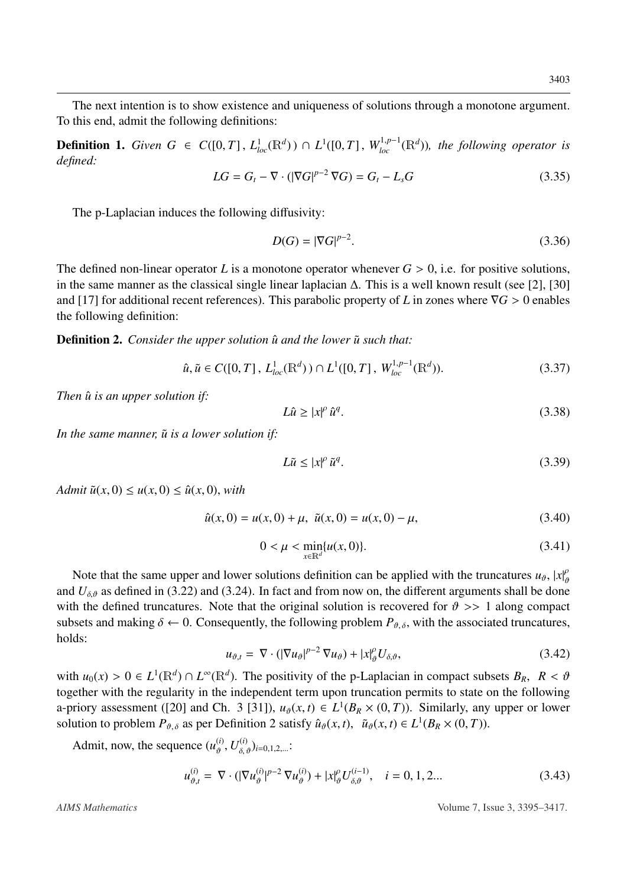The next intention is to show existence and uniqueness of solutions through a monotone argument. To this end, admit the following definitions:

**Definition 1.** *Given $G \in C([0,T], L^1_{loc}(\mathbb{R}^d)) \cap L^1([0,T], W^{1,p-1}_{loc}(\mathbb{R}^d))$, the following operator is defined:*

$$LG = G_t - \nabla \cdot (|\nabla G|^{p-2} \nabla G) = G_t - L_s G \tag{3.35}$$

The p-Laplacian induces the following diffusivity:

$$D(G) = |\nabla G|^{p-2}. \tag{3.36}$$

The defined non-linear operator $L$ is a monotone operator whenever $G > 0$, i.e. for positive solutions, in the same manner as the classical single linear laplacian $\Delta$. This is a well known result (see [2], [30] and [17] for additional recent references). This parabolic property of $L$ in zones where $\nabla G > 0$ enables the following definition:

**Definition 2.** *Consider the upper solution $\hat{u}$ and the lower $\tilde{u}$ such that:*

$$\hat{u}, \tilde{u} \in C([0,T], L^1_{loc}(\mathbb{R}^d)) \cap L^1([0,T], W^{1,p-1}_{loc}(\mathbb{R}^d)). \tag{3.37}$$

*Then $\hat{u}$ is an upper solution if:*

$$L\hat{u} \geq |x|^\rho \, \hat{u}^q. \tag{3.38}$$

*In the same manner, $\tilde{u}$ is a lower solution if:*

$$L\tilde{u} \leq |x|^\rho \, \tilde{u}^q. \tag{3.39}$$

*Admit $\tilde{u}(x,0) \leq u(x,0) \leq \hat{u}(x,0)$, with*

$$\hat{u}(x,0) = u(x,0) + \mu, \;\; \tilde{u}(x,0) = u(x,0) - \mu, \tag{3.40}$$

$$0 < \mu < \min_{x \in \mathbb{R}^d} \{u(x,0)\}. \tag{3.41}$$

Note that the same upper and lower solutions definition can be applied with the truncatures $u_\vartheta$, $|x|^\rho_\vartheta$ and $U_{\delta,\vartheta}$ as defined in (3.22) and (3.24). In fact and from now on, the different arguments shall be done with the defined truncatures. Note that the original solution is recovered for $\vartheta >> 1$ along compact subsets and making $\delta \leftarrow 0$. Consequently, the following problem $P_{\vartheta,\delta}$, with the associated truncatures, holds:

$$u_{\vartheta,t} = \nabla \cdot (|\nabla u_\vartheta|^{p-2} \nabla u_\vartheta) + |x|^\rho_\vartheta U_{\delta,\vartheta}, \tag{3.42}$$

with $u_0(x) > 0 \in L^1(\mathbb{R}^d) \cap L^\infty(\mathbb{R}^d)$. The positivity of the p-Laplacian in compact subsets $B_R$, $R < \vartheta$ together with the regularity in the independent term upon truncation permits to state on the following a-priory assessment ([20] and Ch. 3 [31]), $u_\vartheta(x,t) \in L^1(B_R \times (0,T))$. Similarly, any upper or lower solution to problem $P_{\vartheta,\delta}$ as per Definition 2 satisfy $\hat{u}_\vartheta(x,t)$, $\tilde{u}_\vartheta(x,t) \in L^1(B_R \times (0,T))$.

Admit, now, the sequence $(u^{(i)}_\vartheta, U^{(i)}_{\delta,\vartheta})_{i=0,1,2,...}$:

$$u^{(i)}_{\vartheta,t} = \nabla \cdot (|\nabla u^{(i)}_\vartheta|^{p-2} \nabla u^{(i)}_\vartheta) + |x|^\rho_\vartheta U^{(i-1)}_{\delta,\vartheta}, \quad i = 0,1,2... \tag{3.43}$$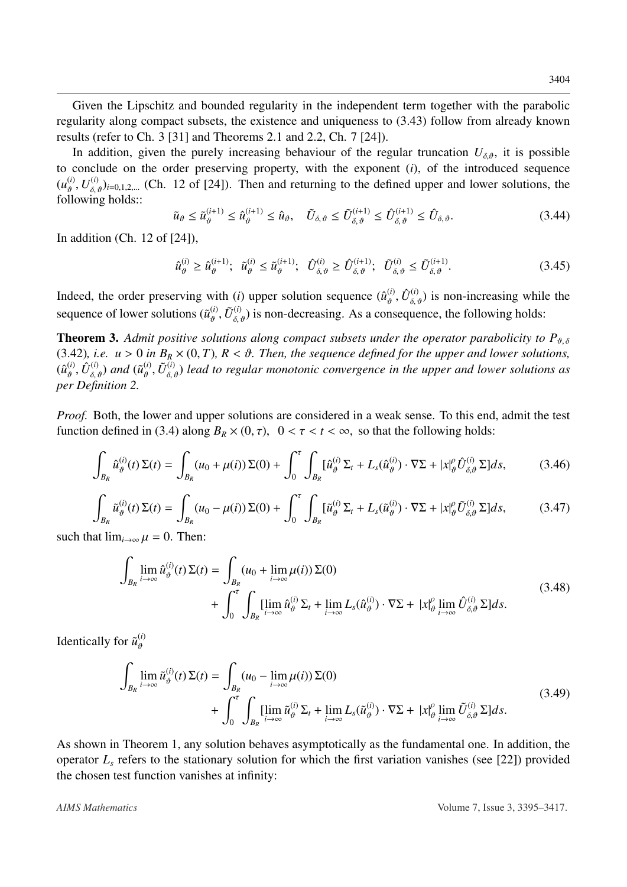Given the Lipschitz and bounded regularity in the independent term together with the parabolic regularity along compact subsets, the existence and uniqueness to (3.43) follow from already known results (refer to Ch. 3 [31] and Theorems 2.1 and 2.2, Ch. 7 [24]).

In addition, given the purely increasing behaviour of the regular truncation $U_{\delta,\vartheta}$, it is possible to conclude on the order preserving property, with the exponent $(i)$, of the introduced sequence $(u_\vartheta^{(i)}, U_{\delta,\vartheta}^{(i)})_{i=0,1,2,...}$ (Ch. 12 of [24]). Then and returning to the defined upper and lower solutions, the following holds::

$$\tilde{u}_\vartheta \leq \tilde{u}_\vartheta^{(i+1)} \leq \hat{u}_\vartheta^{(i+1)} \leq \hat{u}_\vartheta, \quad \tilde{U}_{\delta,\vartheta} \leq \tilde{U}_{\delta,\vartheta}^{(i+1)} \leq \hat{U}_{\delta,\vartheta}^{(i+1)} \leq \hat{U}_{\delta,\vartheta}. \tag{3.44}$$

In addition (Ch. 12 of [24]),

$$\hat{u}_\vartheta^{(i)} \geq \hat{u}_\vartheta^{(i+1)}; \quad \tilde{u}_\vartheta^{(i)} \leq \tilde{u}_\vartheta^{(i+1)}; \quad \hat{U}_{\delta,\vartheta}^{(i)} \geq \hat{U}_{\delta,\vartheta}^{(i+1)}; \quad \tilde{U}_{\delta,\vartheta}^{(i)} \leq \tilde{U}_{\delta,\vartheta}^{(i+1)}. \tag{3.45}$$

Indeed, the order preserving with $(i)$ upper solution sequence $(\hat{u}_\vartheta^{(i)}, \hat{U}_{\delta,\vartheta}^{(i)})$ is non-increasing while the sequence of lower solutions $(\tilde{u}_\vartheta^{(i)}, \tilde{U}_{\delta,\vartheta}^{(i)})$ is non-decreasing. As a consequence, the following holds:

**Theorem 3.** *Admit positive solutions along compact subsets under the operator parabolicity to $P_{\vartheta,\delta}$ (3.42), i.e. $u > 0$ in $B_R \times (0,T)$, $R < \vartheta$. Then, the sequence defined for the upper and lower solutions, $(\hat{u}_\vartheta^{(i)}, \hat{U}_{\delta,\vartheta}^{(i)})$ and $(\tilde{u}_\vartheta^{(i)}, \tilde{U}_{\delta,\vartheta}^{(i)})$ lead to regular monotonic convergence in the upper and lower solutions as per Definition 2.*

*Proof.* Both, the lower and upper solutions are considered in a weak sense. To this end, admit the test function defined in (3.4) along $B_R \times (0,\tau)$, $\ 0 < \tau < t < \infty$, so that the following holds:

$$\int_{B_R} \hat{u}_\vartheta^{(i)}(t)\,\Sigma(t) = \int_{B_R} (u_0 + \mu(i))\,\Sigma(0) + \int_0^\tau \int_{B_R} [\hat{u}_\vartheta^{(i)}\,\Sigma_t + L_s(\hat{u}_\vartheta^{(i)}) \cdot \nabla\Sigma + |x|_\vartheta^\rho \hat{U}_{\delta,\vartheta}^{(i)}\,\Sigma]ds, \tag{3.46}$$

$$\int_{B_R} \tilde{u}_\vartheta^{(i)}(t)\,\Sigma(t) = \int_{B_R} (u_0 - \mu(i))\,\Sigma(0) + \int_0^\tau \int_{B_R} [\tilde{u}_\vartheta^{(i)}\,\Sigma_t + L_s(\tilde{u}_\vartheta^{(i)}) \cdot \nabla\Sigma + |x|_\vartheta^\rho \tilde{U}_{\delta,\vartheta}^{(i)}\,\Sigma]ds, \tag{3.47}$$

such that $\lim_{i\to\infty} \mu = 0$. Then:

$$\begin{aligned}\int_{B_R} \lim_{i\to\infty} \hat{u}_\vartheta^{(i)}(t)\,\Sigma(t) &= \int_{B_R} (u_0 + \lim_{i\to\infty} \mu(i))\,\Sigma(0) \\ &\quad + \int_0^\tau \int_{B_R} [\lim_{i\to\infty} \hat{u}_\vartheta^{(i)}\,\Sigma_t + \lim_{i\to\infty} L_s(\hat{u}_\vartheta^{(i)}) \cdot \nabla\Sigma + \,|x|_\vartheta^\rho \lim_{i\to\infty} \hat{U}_{\delta,\vartheta}^{(i)}\,\Sigma]ds.\end{aligned} \tag{3.48}$$

Identically for $\tilde{u}_\vartheta^{(i)}$

$$\begin{aligned}\int_{B_R} \lim_{i\to\infty} \tilde{u}_\vartheta^{(i)}(t)\,\Sigma(t) &= \int_{B_R} (u_0 - \lim_{i\to\infty} \mu(i))\,\Sigma(0) \\ &\quad + \int_0^\tau \int_{B_R} [\lim_{i\to\infty} \tilde{u}_\vartheta^{(i)}\,\Sigma_t + \lim_{i\to\infty} L_s(\tilde{u}_\vartheta^{(i)}) \cdot \nabla\Sigma + \,|x|_\vartheta^\rho \lim_{i\to\infty} \tilde{U}_{\delta,\vartheta}^{(i)}\,\Sigma]ds.\end{aligned} \tag{3.49}$$

As shown in Theorem 1, any solution behaves asymptotically as the fundamental one. In addition, the operator $L_s$ refers to the stationary solution for which the first variation vanishes (see [22]) provided the chosen test function vanishes at infinity: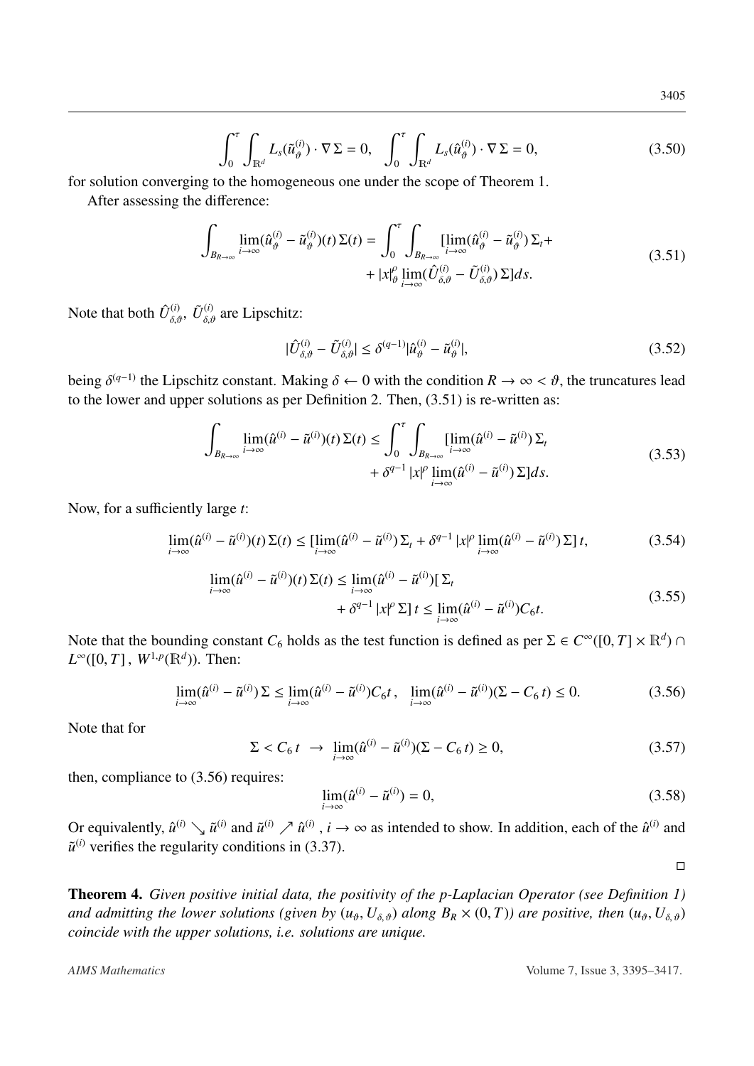$$\int_0^\tau \int_{\mathbb{R}^d} L_s(\tilde{u}_\vartheta^{(i)}) \cdot \nabla \Sigma = 0, \quad \int_0^\tau \int_{\mathbb{R}^d} L_s(\hat{u}_\vartheta^{(i)}) \cdot \nabla \Sigma = 0, \tag{3.50}$$

for solution converging to the homogeneous one under the scope of Theorem 1.

After assessing the difference:

$$\int_{B_{R\to\infty}} \lim_{i\to\infty}(\hat{u}_\vartheta^{(i)} - \tilde{u}_\vartheta^{(i)})(t)\,\Sigma(t) = \int_0^\tau \int_{B_{R\to\infty}} [\lim_{i\to\infty}(\hat{u}_\vartheta^{(i)} - \tilde{u}_\vartheta^{(i)})\,\Sigma_t + \\ + |x|_\vartheta^\rho \lim_{i\to\infty}(\hat{U}_{\delta,\vartheta}^{(i)} - \tilde{U}_{\delta,\vartheta}^{(i)})\,\Sigma] ds. \tag{3.51}$$

Note that both $\hat{U}_{\delta,\vartheta}^{(i)}$, $\tilde{U}_{\delta,\vartheta}^{(i)}$ are Lipschitz:

$$|\hat{U}_{\delta,\vartheta}^{(i)} - \tilde{U}_{\delta,\vartheta}^{(i)}| \leq \delta^{(q-1)} |\hat{u}_\vartheta^{(i)} - \tilde{u}_\vartheta^{(i)}|, \tag{3.52}$$

being $\delta^{(q-1)}$ the Lipschitz constant. Making $\delta \leftarrow 0$ with the condition $R \to \infty < \vartheta$, the truncatures lead to the lower and upper solutions as per Definition 2. Then, (3.51) is re-written as:

$$\int_{B_{R\to\infty}} \lim_{i\to\infty}(\hat{u}^{(i)} - \tilde{u}^{(i)})(t)\,\Sigma(t) \leq \int_0^\tau \int_{B_{R\to\infty}} [\lim_{i\to\infty}(\hat{u}^{(i)} - \tilde{u}^{(i)})\,\Sigma_t \\ + \delta^{q-1}\,|x|^\rho \lim_{i\to\infty}(\hat{u}^{(i)} - \tilde{u}^{(i)})\,\Sigma] ds. \tag{3.53}$$

Now, for a sufficiently large $t$:

$$\lim_{i\to\infty}(\hat{u}^{(i)} - \tilde{u}^{(i)})(t)\,\Sigma(t) \leq [\lim_{i\to\infty}(\hat{u}^{(i)} - \tilde{u}^{(i)})\,\Sigma_t + \delta^{q-1}\,|x|^\rho \lim_{i\to\infty}(\hat{u}^{(i)} - \tilde{u}^{(i)})\,\Sigma]\,t, \tag{3.54}$$

$$\lim_{i\to\infty}(\hat{u}^{(i)} - \tilde{u}^{(i)})(t)\,\Sigma(t) \leq \lim_{i\to\infty}(\hat{u}^{(i)} - \tilde{u}^{(i)})[\,\Sigma_t \\ + \delta^{q-1}\,|x|^\rho\,\Sigma]\,t \leq \lim_{i\to\infty}(\hat{u}^{(i)} - \tilde{u}^{(i)})C_6 t. \tag{3.55}$$

Note that the bounding constant $C_6$ holds as the test function is defined as per $\Sigma \in C^\infty([0,T] \times \mathbb{R}^d) \cap L^\infty([0,T]\,,\,W^{1,p}(\mathbb{R}^d))$. Then:

$$\lim_{i\to\infty}(\hat{u}^{(i)} - \tilde{u}^{(i)})\,\Sigma \leq \lim_{i\to\infty}(\hat{u}^{(i)} - \tilde{u}^{(i)})C_6 t\,, \quad \lim_{i\to\infty}(\hat{u}^{(i)} - \tilde{u}^{(i)})(\Sigma - C_6\,t) \leq 0. \tag{3.56}$$

Note that for

$$\Sigma < C_6\,t \;\rightarrow\; \lim_{i\to\infty}(\hat{u}^{(i)} - \tilde{u}^{(i)})(\Sigma - C_6\,t) \geq 0, \tag{3.57}$$

then, compliance to (3.56) requires:

$$\lim_{i\to\infty}(\hat{u}^{(i)} - \tilde{u}^{(i)}) = 0, \tag{3.58}$$

Or equivalently, $\hat{u}^{(i)} \searrow \tilde{u}^{(i)}$ and $\tilde{u}^{(i)} \nearrow \hat{u}^{(i)}$ , $i \to \infty$ as intended to show. In addition, each of the $\hat{u}^{(i)}$ and $\tilde{u}^{(i)}$ verifies the regularity conditions in (3.37).

□

**Theorem 4.** *Given positive initial data, the positivity of the p-Laplacian Operator (see Definition 1) and admitting the lower solutions (given by $(u_\vartheta, U_{\delta,\vartheta})$ along $B_R \times (0,T)$) are positive, then $(u_\vartheta, U_{\delta,\vartheta})$ coincide with the upper solutions, i.e. solutions are unique.*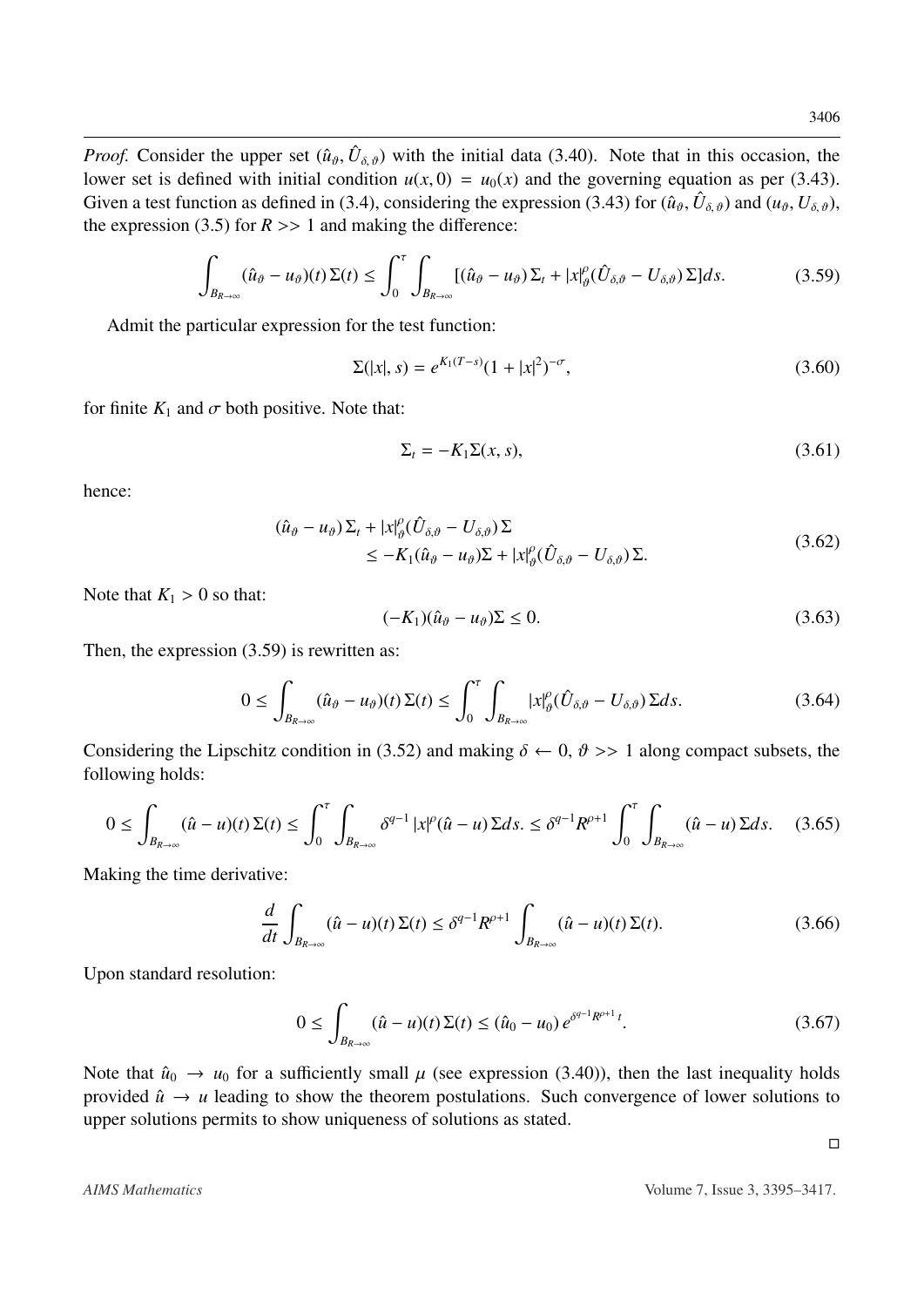*Proof.* Consider the upper set $(\hat{u}_\vartheta, \hat{U}_{\delta,\vartheta})$ with the initial data (3.40). Note that in this occasion, the lower set is defined with initial condition $u(x, 0) = u_0(x)$ and the governing equation as per (3.43). Given a test function as defined in (3.4), considering the expression (3.43) for $(\hat{u}_\vartheta, \hat{U}_{\delta,\vartheta})$ and $(u_\vartheta, U_{\delta,\vartheta})$, the expression (3.5) for $R >> 1$ and making the difference:

$$\int_{B_{R\to\infty}} (\hat{u}_\vartheta - u_\vartheta)(t)\,\Sigma(t) \leq \int_0^\tau \int_{B_{R\to\infty}} [(\hat{u}_\vartheta - u_\vartheta)\,\Sigma_t + |x|_\vartheta^\rho (\hat{U}_{\delta,\vartheta} - U_{\delta,\vartheta})\,\Sigma] ds. \tag{3.59}$$

Admit the particular expression for the test function:

$$\Sigma(|x|, s) = e^{K_1(T-s)}(1 + |x|^2)^{-\sigma}, \tag{3.60}$$

for finite $K_1$ and $\sigma$ both positive. Note that:

$$\Sigma_t = -K_1 \Sigma(x, s), \tag{3.61}$$

hence:

$$\begin{aligned}(\hat{u}_\vartheta - u_\vartheta)\,\Sigma_t &+ |x|_\vartheta^\rho (\hat{U}_{\delta,\vartheta} - U_{\delta,\vartheta})\,\Sigma \\ &\leq -K_1(\hat{u}_\vartheta - u_\vartheta)\Sigma + |x|_\vartheta^\rho (\hat{U}_{\delta,\vartheta} - U_{\delta,\vartheta})\,\Sigma.\end{aligned} \tag{3.62}$$

Note that $K_1 > 0$ so that:

$$(-K_1)(\hat{u}_\vartheta - u_\vartheta)\Sigma \leq 0. \tag{3.63}$$

Then, the expression (3.59) is rewritten as:

$$0 \leq \int_{B_{R\to\infty}} (\hat{u}_\vartheta - u_\vartheta)(t)\,\Sigma(t) \leq \int_0^\tau \int_{B_{R\to\infty}} |x|_\vartheta^\rho (\hat{U}_{\delta,\vartheta} - U_{\delta,\vartheta})\,\Sigma ds. \tag{3.64}$$

Considering the Lipschitz condition in (3.52) and making $\delta \leftarrow 0$, $\vartheta >> 1$ along compact subsets, the following holds:

$$0 \leq \int_{B_{R\to\infty}} (\hat{u} - u)(t)\,\Sigma(t) \leq \int_0^\tau \int_{B_{R\to\infty}} \delta^{q-1}\,|x|^\rho (\hat{u} - u)\,\Sigma ds. \leq \delta^{q-1} R^{\rho+1} \int_0^\tau \int_{B_{R\to\infty}} (\hat{u} - u)\,\Sigma ds. \tag{3.65}$$

Making the time derivative:

$$\frac{d}{dt} \int_{B_{R\to\infty}} (\hat{u} - u)(t)\,\Sigma(t) \leq \delta^{q-1} R^{\rho+1} \int_{B_{R\to\infty}} (\hat{u} - u)(t)\,\Sigma(t). \tag{3.66}$$

Upon standard resolution:

$$0 \leq \int_{B_{R\to\infty}} (\hat{u} - u)(t)\,\Sigma(t) \leq (\hat{u}_0 - u_0)\, e^{\delta^{q-1} R^{\rho+1}\, t}. \tag{3.67}$$

Note that $\hat{u}_0 \to u_0$ for a sufficiently small $\mu$ (see expression (3.40)), then the last inequality holds provided $\hat{u} \to u$ leading to show the theorem postulations. Such convergence of lower solutions to upper solutions permits to show uniqueness of solutions as stated.

□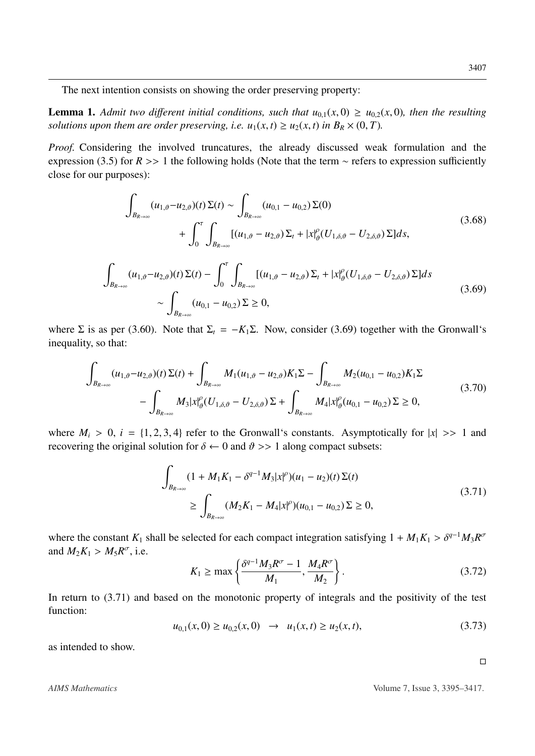The next intention consists on showing the order preserving property:

**Lemma 1.** *Admit two different initial conditions, such that $u_{0,1}(x,0) \geq u_{0,2}(x,0)$, then the resulting solutions upon them are order preserving, i.e. $u_1(x,t) \geq u_2(x,t)$ in $B_R \times (0,T)$.*

*Proof.* Considering the involved truncatures, the already discussed weak formulation and the expression (3.5) for $R >> 1$ the following holds (Note that the term $\sim$ refers to expression sufficiently close for our purposes):

$$\int_{B_{R\to\infty}} (u_{1,\vartheta}-u_{2,\vartheta})(t)\,\Sigma(t) \sim \int_{B_{R\to\infty}} (u_{0,1}-u_{0,2})\,\Sigma(0) + \int_0^\tau \int_{B_{R\to\infty}} [(u_{1,\vartheta}-u_{2,\vartheta})\,\Sigma_t + |x|_\vartheta^\rho (U_{1,\delta,\vartheta}-U_{2,\delta,\vartheta})\,\Sigma]ds, \tag{3.68}$$

$$\int_{B_{R\to\infty}} (u_{1,\vartheta}-u_{2,\vartheta})(t)\,\Sigma(t) - \int_0^\tau \int_{B_{R\to\infty}} [(u_{1,\vartheta}-u_{2,\vartheta})\,\Sigma_t + |x|_\vartheta^\rho (U_{1,\delta,\vartheta}-U_{2,\delta,\vartheta})\,\Sigma]ds \sim \int_{B_{R\to\infty}} (u_{0,1}-u_{0,2})\,\Sigma \geq 0, \tag{3.69}$$

where $\Sigma$ is as per (3.60). Note that $\Sigma_t = -K_1\Sigma$. Now, consider (3.69) together with the Gronwall's inequality, so that:

$$\int_{B_{R\to\infty}} (u_{1,\vartheta}-u_{2,\vartheta})(t)\,\Sigma(t) + \int_{B_{R\to\infty}} M_1(u_{1,\vartheta}-u_{2,\vartheta})K_1\Sigma - \int_{B_{R\to\infty}} M_2(u_{0,1}-u_{0,2})K_1\Sigma - \int_{B_{R\to\infty}} M_3|x|_\vartheta^\rho (U_{1,\delta,\vartheta}-U_{2,\delta,\vartheta})\,\Sigma + \int_{B_{R\to\infty}} M_4|x|_\vartheta^\rho (u_{0,1}-u_{0,2})\,\Sigma \geq 0, \tag{3.70}$$

where $M_i > 0$, $i = \{1,2,3,4\}$ refer to the Gronwall's constants. Asymptotically for $|x| >> 1$ and recovering the original solution for $\delta \leftarrow 0$ and $\vartheta >> 1$ along compact subsets:

$$\int_{B_{R\to\infty}} (1 + M_1K_1 - \delta^{q-1}M_3|x|^\rho)(u_1-u_2)(t)\,\Sigma(t) \geq \int_{B_{R\to\infty}} (M_2K_1 - M_4|x|^\rho)(u_{0,1}-u_{0,2})\,\Sigma \geq 0, \tag{3.71}$$

where the constant $K_1$ shall be selected for each compact integration satisfying $1 + M_1K_1 > \delta^{q-1}M_3R^\sigma$ and $M_2K_1 > M_5R^\sigma$, i.e.

$$K_1 \geq \max\left\{\frac{\delta^{q-1}M_3R^\sigma - 1}{M_1}, \frac{M_4R^\sigma}{M_2}\right\}. \tag{3.72}$$

In return to (3.71) and based on the monotonic property of integrals and the positivity of the test function:

$$u_{0,1}(x,0) \geq u_{0,2}(x,0) \;\;\to\;\; u_1(x,t) \geq u_2(x,t), \tag{3.73}$$

as intended to show.

□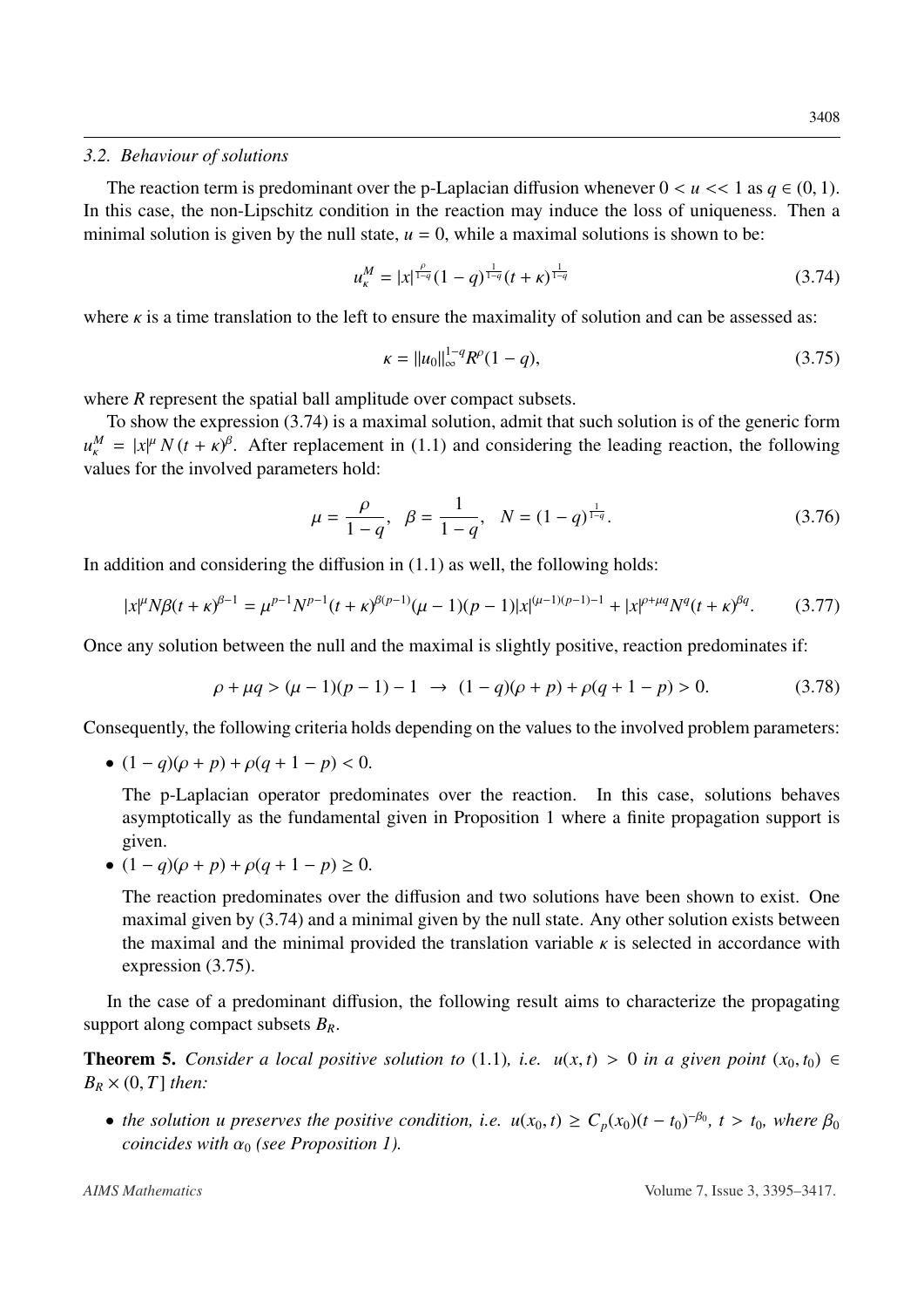### 3.2. Behaviour of solutions

The reaction term is predominant over the p-Laplacian diffusion whenever $0 < u << 1$ as $q \in (0,1)$. In this case, the non-Lipschitz condition in the reaction may induce the loss of uniqueness. Then a minimal solution is given by the null state, $u = 0$, while a maximal solutions is shown to be:

$$u_\kappa^M = |x|^{\frac{\rho}{1-q}}(1-q)^{\frac{1}{1-q}}(t+\kappa)^{\frac{1}{1-q}} \tag{3.74}$$

where $\kappa$ is a time translation to the left to ensure the maximality of solution and can be assessed as:

$$\kappa = \|u_0\|_\infty^{1-q} R^\rho (1-q), \tag{3.75}$$

where $R$ represent the spatial ball amplitude over compact subsets.

To show the expression (3.74) is a maximal solution, admit that such solution is of the generic form $u_\kappa^M = |x|^\mu \, N \, (t+\kappa)^\beta$. After replacement in (1.1) and considering the leading reaction, the following values for the involved parameters hold:

$$\mu = \frac{\rho}{1-q}, \quad \beta = \frac{1}{1-q}, \quad N = (1-q)^{\frac{1}{1-q}}. \tag{3.76}$$

In addition and considering the diffusion in (1.1) as well, the following holds:

$$|x|^\mu N \beta (t+\kappa)^{\beta-1} = \mu^{p-1} N^{p-1} (t+\kappa)^{\beta(p-1)} (\mu-1)(p-1)|x|^{(\mu-1)(p-1)-1} + |x|^{\rho+\mu q} N^q (t+\kappa)^{\beta q}. \tag{3.77}$$

Once any solution between the null and the maximal is slightly positive, reaction predominates if:

$$\rho + \mu q > (\mu-1)(p-1) - 1 \;\rightarrow\; (1-q)(\rho+p) + \rho(q+1-p) > 0. \tag{3.78}$$

Consequently, the following criteria holds depending on the values to the involved problem parameters:

- $(1-q)(\rho+p) + \rho(q+1-p) < 0$.

  The p-Laplacian operator predominates over the reaction. In this case, solutions behaves asymptotically as the fundamental given in Proposition 1 where a finite propagation support is given.

- $(1-q)(\rho+p) + \rho(q+1-p) \geq 0$.

  The reaction predominates over the diffusion and two solutions have been shown to exist. One maximal given by (3.74) and a minimal given by the null state. Any other solution exists between the maximal and the minimal provided the translation variable $\kappa$ is selected in accordance with expression (3.75).

In the case of a predominant diffusion, the following result aims to characterize the propagating support along compact subsets $B_R$.

**Theorem 5.** *Consider a local positive solution to* (1.1)*, i.e. $u(x,t) > 0$ in a given point $(x_0, t_0) \in B_R \times (0,T]$ then:*

- *the solution $u$ preserves the positive condition, i.e. $u(x_0,t) \geq C_p(x_0)(t-t_0)^{-\beta_0}$, $t > t_0$, where $\beta_0$ coincides with $\alpha_0$ (see Proposition 1).*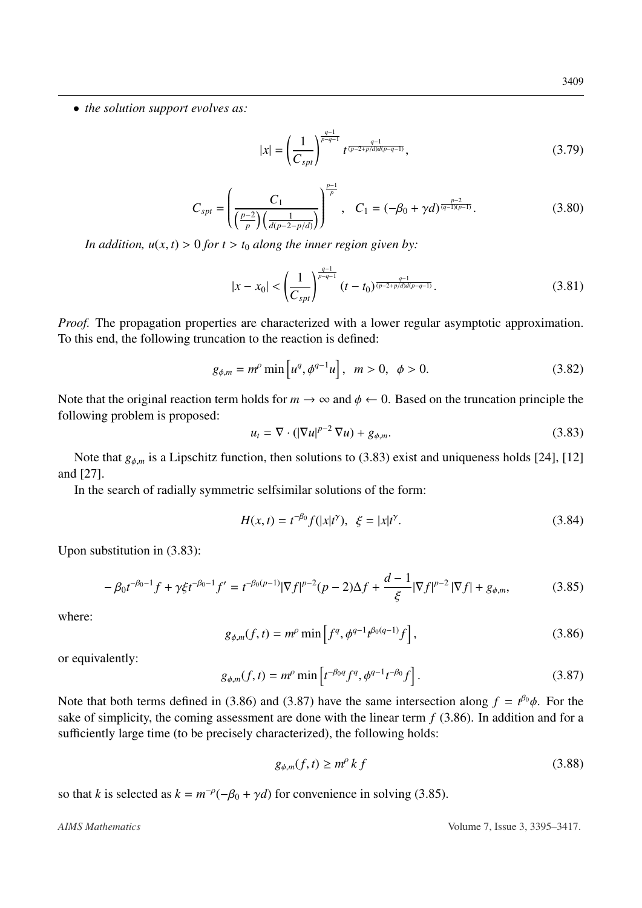- *the solution support evolves as:*

$$|x| = \left(\frac{1}{C_{spt}}\right)^{\frac{q-1}{p-q-1}} t^{\frac{q-1}{(p-2+p/d)d(p-q-1)}}, \tag{3.79}$$

$$C_{spt} = \left(\frac{C_1}{\left(\frac{p-2}{p}\right)\left(\frac{1}{d(p-2-p/d)}\right)}\right)^{\frac{p-1}{p}}, \quad C_1 = (-\beta_0 + \gamma d)^{\frac{p-2}{(q-1)(p-1)}}. \tag{3.80}$$

*In addition, $u(x,t) > 0$ for $t > t_0$ along the inner region given by:*

$$|x - x_0| < \left(\frac{1}{C_{spt}}\right)^{\frac{q-1}{p-q-1}} (t-t_0)^{\frac{q-1}{(p-2+p/d)d(p-q-1)}}. \tag{3.81}$$

*Proof.* The propagation properties are characterized with a lower regular asymptotic approximation. To this end, the following truncation to the reaction is defined:

$$g_{\phi,m} = m^{\rho} \min\left[u^q, \phi^{q-1} u\right], \quad m > 0, \quad \phi > 0. \tag{3.82}$$

Note that the original reaction term holds for $m \to \infty$ and $\phi \leftarrow 0$. Based on the truncation principle the following problem is proposed:

$$u_t = \nabla \cdot (|\nabla u|^{p-2} \nabla u) + g_{\phi,m}. \tag{3.83}$$

Note that $g_{\phi,m}$ is a Lipschitz function, then solutions to (3.83) exist and uniqueness holds [24], [12] and [27].

In the search of radially symmetric selfsimilar solutions of the form:

$$H(x,t) = t^{-\beta_0} f(|x|t^{\gamma}), \quad \xi = |x|t^{\gamma}. \tag{3.84}$$

Upon substitution in (3.83):

$$-\beta_0 t^{-\beta_0 - 1} f + \gamma \xi t^{-\beta_0 - 1} f' = t^{-\beta_0(p-1)} |\nabla f|^{p-2} (p-2) \Delta f + \frac{d-1}{\xi} |\nabla f|^{p-2} |\nabla f| + g_{\phi,m}, \tag{3.85}$$

where:

$$g_{\phi,m}(f,t) = m^{\rho} \min\left[f^q, \phi^{q-1} t^{\beta_0(q-1)} f\right], \tag{3.86}$$

or equivalently:

$$g_{\phi,m}(f,t) = m^{\rho} \min\left[t^{-\beta_0 q} f^q, \phi^{q-1} t^{-\beta_0} f\right]. \tag{3.87}$$

Note that both terms defined in (3.86) and (3.87) have the same intersection along $f = t^{\beta_0}\phi$. For the sake of simplicity, the coming assessment are done with the linear term $f$ (3.86). In addition and for a sufficiently large time (to be precisely characterized), the following holds:

$$g_{\phi,m}(f,t) \geq m^{\rho} \, k \, f \tag{3.88}$$

so that $k$ is selected as $k = m^{-\rho}(-\beta_0 + \gamma d)$ for convenience in solving (3.85).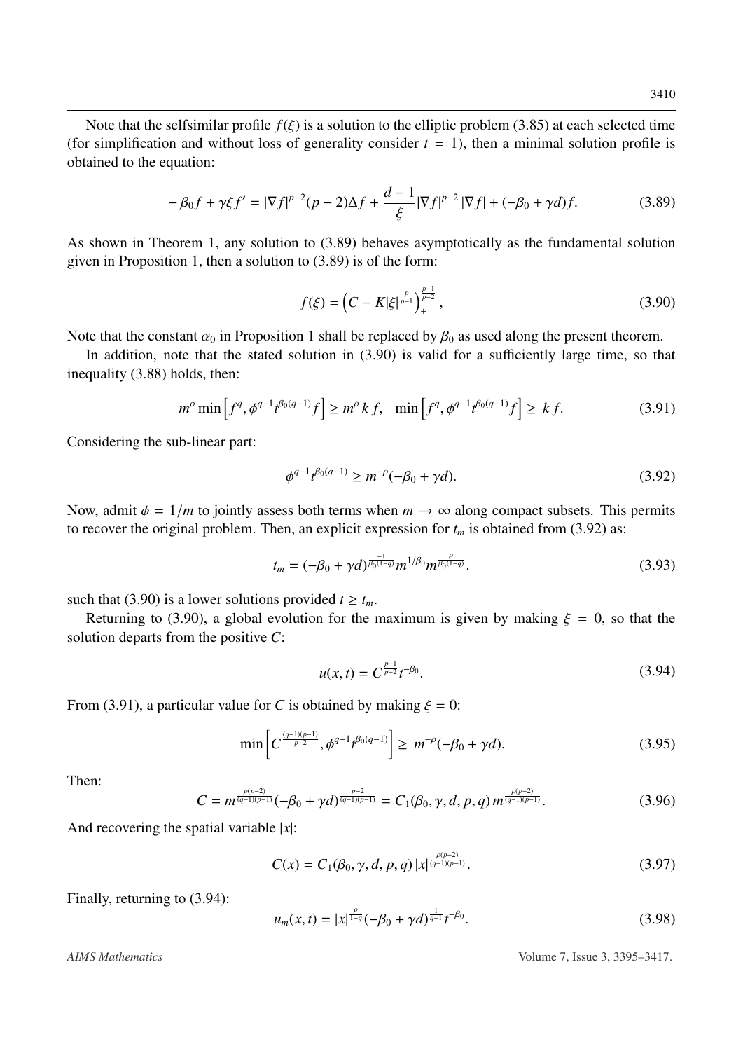Note that the selfsimilar profile $f(\xi)$ is a solution to the elliptic problem (3.85) at each selected time (for simplification and without loss of generality consider $t = 1$), then a minimal solution profile is obtained to the equation:

$$-\beta_0 f + \gamma \xi f' = |\nabla f|^{p-2}(p-2)\Delta f + \frac{d-1}{\xi}|\nabla f|^{p-2}|\nabla f| + (-\beta_0 + \gamma d)f. \tag{3.89}$$

As shown in Theorem 1, any solution to (3.89) behaves asymptotically as the fundamental solution given in Proposition 1, then a solution to (3.89) is of the form:

$$f(\xi) = \left(C - K|\xi|^{\frac{p}{p-1}}\right)_+^{\frac{p-1}{p-2}}, \tag{3.90}$$

Note that the constant $\alpha_0$ in Proposition 1 shall be replaced by $\beta_0$ as used along the present theorem.

In addition, note that the stated solution in (3.90) is valid for a sufficiently large time, so that inequality (3.88) holds, then:

$$m^\rho \min\left[f^q, \phi^{q-1}t^{\beta_0(q-1)}f\right] \geq m^\rho\, k\, f, \quad \min\left[f^q, \phi^{q-1}t^{\beta_0(q-1)}f\right] \geq \, k\, f. \tag{3.91}$$

Considering the sub-linear part:

$$\phi^{q-1}t^{\beta_0(q-1)} \geq m^{-\rho}(-\beta_0 + \gamma d). \tag{3.92}$$

Now, admit $\phi = 1/m$ to jointly assess both terms when $m \to \infty$ along compact subsets. This permits to recover the original problem. Then, an explicit expression for $t_m$ is obtained from (3.92) as:

$$t_m = (-\beta_0 + \gamma d)^{\frac{-1}{\beta_0(1-q)}} m^{1/\beta_0} m^{\frac{\rho}{\beta_0(1-q)}}. \tag{3.93}$$

such that (3.90) is a lower solutions provided $t \geq t_m$.

Returning to (3.90), a global evolution for the maximum is given by making $\xi = 0$, so that the solution departs from the positive $C$:

$$u(x,t) = C^{\frac{p-1}{p-2}} t^{-\beta_0}. \tag{3.94}$$

From (3.91), a particular value for $C$ is obtained by making $\xi = 0$:

$$\min\left[C^{\frac{(q-1)(p-1)}{p-2}}, \phi^{q-1}t^{\beta_0(q-1)}\right] \geq \, m^{-\rho}(-\beta_0 + \gamma d). \tag{3.95}$$

Then:

$$C = m^{\frac{\rho(p-2)}{(q-1)(p-1)}}(-\beta_0 + \gamma d)^{\frac{p-2}{(q-1)(p-1)}} = C_1(\beta_0, \gamma, d, p, q)\, m^{\frac{\rho(p-2)}{(q-1)(p-1)}}. \tag{3.96}$$

And recovering the spatial variable $|x|$:

$$C(x) = C_1(\beta_0, \gamma, d, p, q)\, |x|^{\frac{\rho(p-2)}{(q-1)(p-1)}}. \tag{3.97}$$

Finally, returning to (3.94):

$$u_m(x,t) = |x|^{\frac{\rho}{1-q}}(-\beta_0 + \gamma d)^{\frac{1}{q-1}} t^{-\beta_0}. \tag{3.98}$$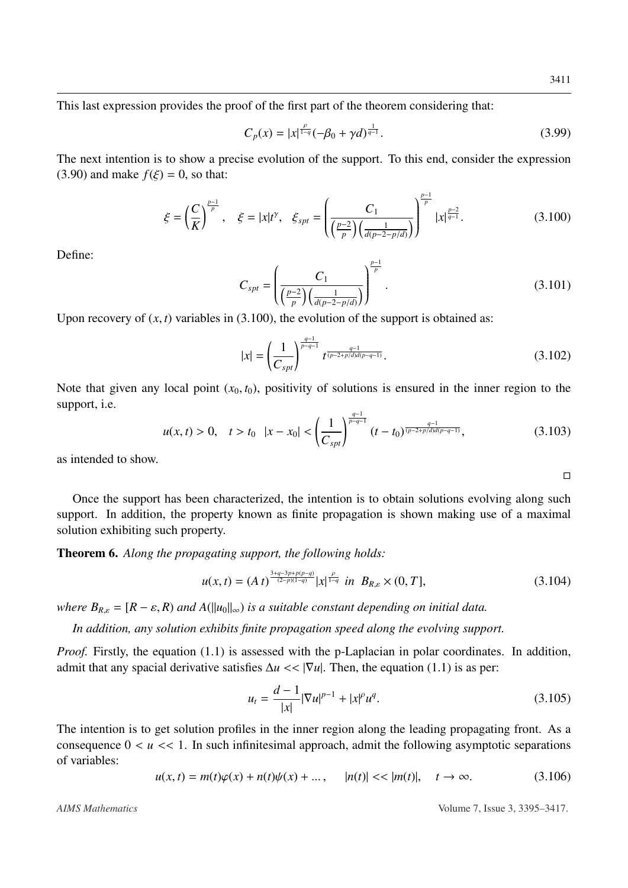This last expression provides the proof of the first part of the theorem considering that:

$$C_p(x) = |x|^{\frac{\rho}{1-q}}(-\beta_0 + \gamma d)^{\frac{1}{q-1}}. \tag{3.99}$$

The next intention is to show a precise evolution of the support. To this end, consider the expression (3.90) and make $f(\xi) = 0$, so that:

$$\xi = \left(\frac{C}{K}\right)^{\frac{p-1}{p}}, \quad \xi = |x|t^{\gamma}, \quad \xi_{spt} = \left(\frac{C_1}{\left(\frac{p-2}{p}\right)\left(\frac{1}{d(p-2-p/d)}\right)}\right)^{\frac{p-1}{p}} |x|^{\frac{p-2}{q-1}}. \tag{3.100}$$

Define:

$$C_{spt} = \left(\frac{C_1}{\left(\frac{p-2}{p}\right)\left(\frac{1}{d(p-2-p/d)}\right)}\right)^{\frac{p-1}{p}}. \tag{3.101}$$

Upon recovery of $(x, t)$ variables in (3.100), the evolution of the support is obtained as:

$$|x| = \left(\frac{1}{C_{spt}}\right)^{\frac{q-1}{p-q-1}} t^{\frac{q-1}{(p-2+p/d)d(p-q-1)}}. \tag{3.102}$$

Note that given any local point $(x_0, t_0)$, positivity of solutions is ensured in the inner region to the support, i.e.

$$u(x,t) > 0, \quad t > t_0 \quad |x - x_0| < \left(\frac{1}{C_{spt}}\right)^{\frac{q-1}{p-q-1}} (t - t_0)^{\frac{q-1}{(p-2+p/d)d(p-q-1)}}, \tag{3.103}$$

as intended to show.

□

Once the support has been characterized, the intention is to obtain solutions evolving along such support. In addition, the property known as finite propagation is shown making use of a maximal solution exhibiting such property.

**Theorem 6.** *Along the propagating support, the following holds:*

$$u(x,t) = (A\,t)^{\frac{3+q-3p+p(p-q)}{(2-p)(1-q)}}|x|^{\frac{\rho}{1-q}} \ \ in \ \ B_{R,\varepsilon} \times (0, T], \tag{3.104}$$

*where $B_{R,\varepsilon} = [R - \varepsilon, R)$ and $A(\|u_0\|_\infty)$ is a suitable constant depending on initial data.*

*In addition, any solution exhibits finite propagation speed along the evolving support.*

*Proof.* Firstly, the equation (1.1) is assessed with the p-Laplacian in polar coordinates. In addition, admit that any spacial derivative satisfies $\Delta u << |\nabla u|$. Then, the equation (1.1) is as per:

$$u_t = \frac{d-1}{|x|}|\nabla u|^{p-1} + |x|^{\rho} u^q. \tag{3.105}$$

The intention is to get solution profiles in the inner region along the leading propagating front. As a consequence $0 < u << 1$. In such infinitesimal approach, admit the following asymptotic separations of variables:

$$u(x,t) = m(t)\varphi(x) + n(t)\psi(x) + \dots, \qquad |n(t)| << |m(t)|, \quad t \to \infty. \tag{3.106}$$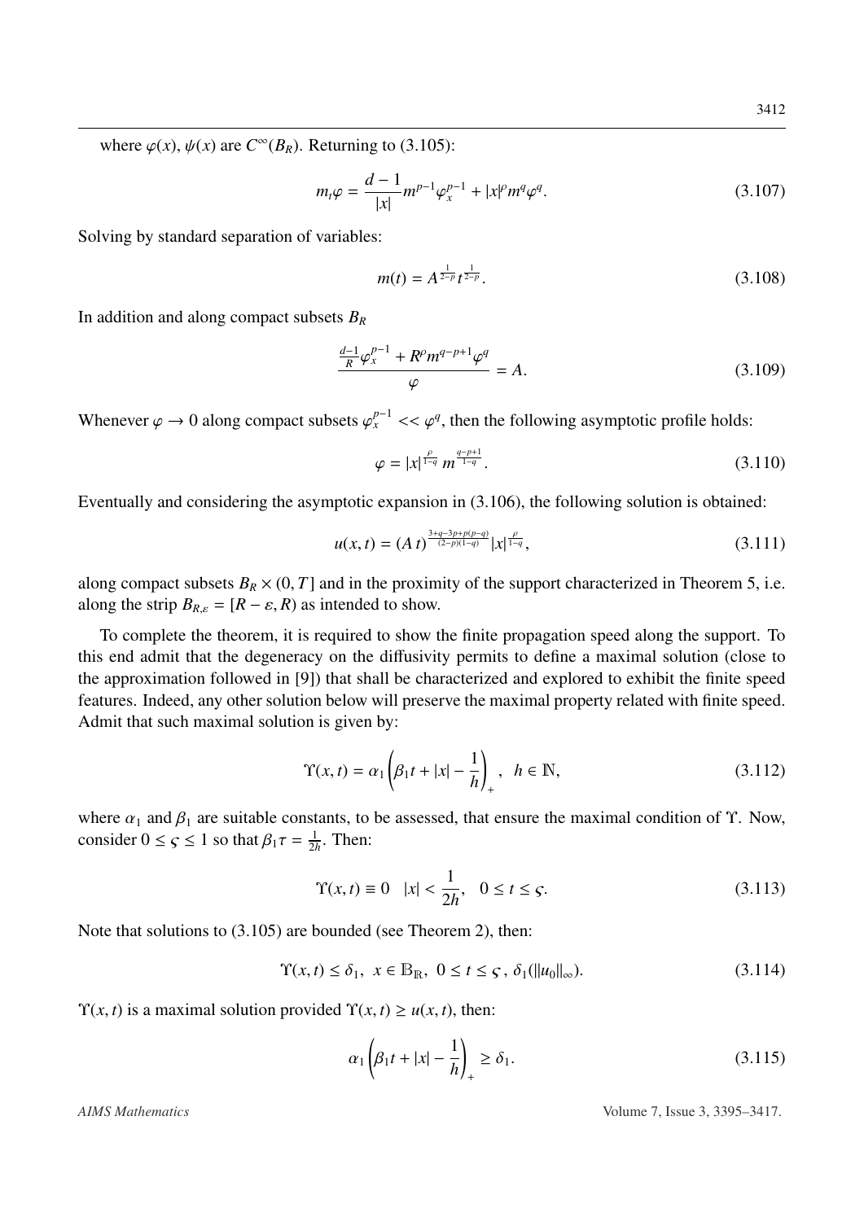where $\varphi(x)$, $\psi(x)$ are $C^\infty(B_R)$. Returning to (3.105):

$$m_t\varphi = \frac{d-1}{|x|}m^{p-1}\varphi_x^{p-1} + |x|^\rho m^q \varphi^q. \tag{3.107}$$

Solving by standard separation of variables:

$$m(t) = A^{\frac{1}{2-p}} t^{\frac{1}{2-p}}. \tag{3.108}$$

In addition and along compact subsets $B_R$

$$\frac{\frac{d-1}{R}\varphi_x^{p-1} + R^\rho m^{q-p+1}\varphi^q}{\varphi} = A. \tag{3.109}$$

Whenever $\varphi \to 0$ along compact subsets $\varphi_x^{p-1} << \varphi^q$, then the following asymptotic profile holds:

$$\varphi = |x|^{\frac{\rho}{1-q}} m^{\frac{q-p+1}{1-q}}. \tag{3.110}$$

Eventually and considering the asymptotic expansion in (3.106), the following solution is obtained:

$$u(x,t) = (A\,t)^{\frac{3+q-3p+p(p-q)}{(2-p)(1-q)}} |x|^{\frac{\rho}{1-q}}, \tag{3.111}$$

along compact subsets $B_R \times (0,T]$ and in the proximity of the support characterized in Theorem 5, i.e. along the strip $B_{R,\varepsilon} = [R-\varepsilon, R)$ as intended to show.

To complete the theorem, it is required to show the finite propagation speed along the support. To this end admit that the degeneracy on the diffusivity permits to define a maximal solution (close to the approximation followed in [9]) that shall be characterized and explored to exhibit the finite speed features. Indeed, any other solution below will preserve the maximal property related with finite speed. Admit that such maximal solution is given by:

$$\Upsilon(x,t) = \alpha_1\left(\beta_1 t + |x| - \frac{1}{h}\right)_+, \quad h \in \mathbb{N}, \tag{3.112}$$

where $\alpha_1$ and $\beta_1$ are suitable constants, to be assessed, that ensure the maximal condition of $\Upsilon$. Now, consider $0 \le \varsigma \le 1$ so that $\beta_1\tau = \frac{1}{2h}$. Then:

$$\Upsilon(x,t) \equiv 0 \quad |x| < \frac{1}{2h}, \quad 0 \le t \le \varsigma. \tag{3.113}$$

Note that solutions to (3.105) are bounded (see Theorem 2), then:

$$\Upsilon(x,t) \le \delta_1, \;\; x \in \mathbb{B}_{\mathbb{R}}, \;\; 0 \le t \le \varsigma\,, \;\delta_1(\|u_0\|_\infty). \tag{3.114}$$

$\Upsilon(x,t)$ is a maximal solution provided $\Upsilon(x,t) \ge u(x,t)$, then:

$$\alpha_1\left(\beta_1 t + |x| - \frac{1}{h}\right)_+ \ge \delta_1. \tag{3.115}$$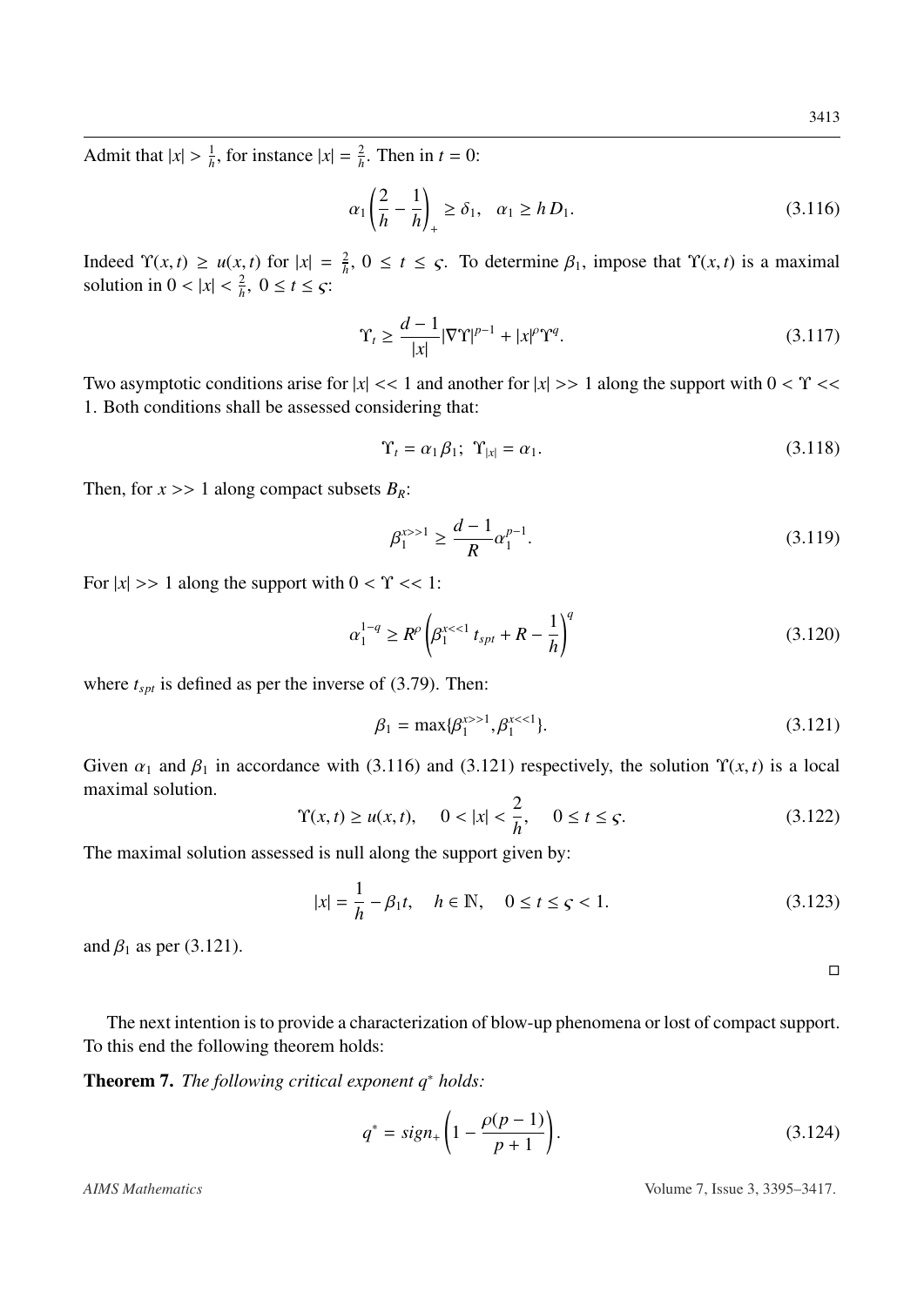Admit that $|x| > \frac{1}{h}$, for instance $|x| = \frac{2}{h}$. Then in $t = 0$:

$$\alpha_1 \left( \frac{2}{h} - \frac{1}{h} \right)_+ \geq \delta_1, \quad \alpha_1 \geq h\, D_1. \tag{3.116}$$

Indeed $\Upsilon(x,t) \geq u(x,t)$ for $|x| = \frac{2}{h}$, $0 \leq t \leq \varsigma$. To determine $\beta_1$, impose that $\Upsilon(x,t)$ is a maximal solution in $0 < |x| < \frac{2}{h}$, $0 \leq t \leq \varsigma$:

$$\Upsilon_t \geq \frac{d-1}{|x|} |\nabla \Upsilon|^{p-1} + |x|^\rho \Upsilon^q. \tag{3.117}$$

Two asymptotic conditions arise for $|x| << 1$ and another for $|x| >> 1$ along the support with $0 < \Upsilon << 1$. Both conditions shall be assessed considering that:

$$\Upsilon_t = \alpha_1 \beta_1; \;\; \Upsilon_{|x|} = \alpha_1. \tag{3.118}$$

Then, for $x >> 1$ along compact subsets $B_R$:

$$\beta_1^{x>>1} \geq \frac{d-1}{R} \alpha_1^{p-1}. \tag{3.119}$$

For $|x| >> 1$ along the support with $0 < \Upsilon << 1$:

$$\alpha_1^{1-q} \geq R^\rho \left( \beta_1^{x<<1}\, t_{spt} + R - \frac{1}{h} \right)^q \tag{3.120}$$

where $t_{spt}$ is defined as per the inverse of (3.79). Then:

$$\beta_1 = \max\{\beta_1^{x>>1}, \beta_1^{x<<1}\}. \tag{3.121}$$

Given $\alpha_1$ and $\beta_1$ in accordance with (3.116) and (3.121) respectively, the solution $\Upsilon(x,t)$ is a local maximal solution.

$$\Upsilon(x,t) \geq u(x,t), \quad 0 < |x| < \frac{2}{h}, \quad 0 \leq t \leq \varsigma. \tag{3.122}$$

The maximal solution assessed is null along the support given by:

$$|x| = \frac{1}{h} - \beta_1 t, \quad h \in \mathbb{N}, \quad 0 \leq t \leq \varsigma < 1. \tag{3.123}$$

and $\beta_1$ as per (3.121).

□

The next intention is to provide a characterization of blow-up phenomena or lost of compact support. To this end the following theorem holds:

**Theorem 7.** *The following critical exponent $q^*$ holds:*

$$q^* = sign_+ \left( 1 - \frac{\rho(p-1)}{p+1} \right). \tag{3.124}$$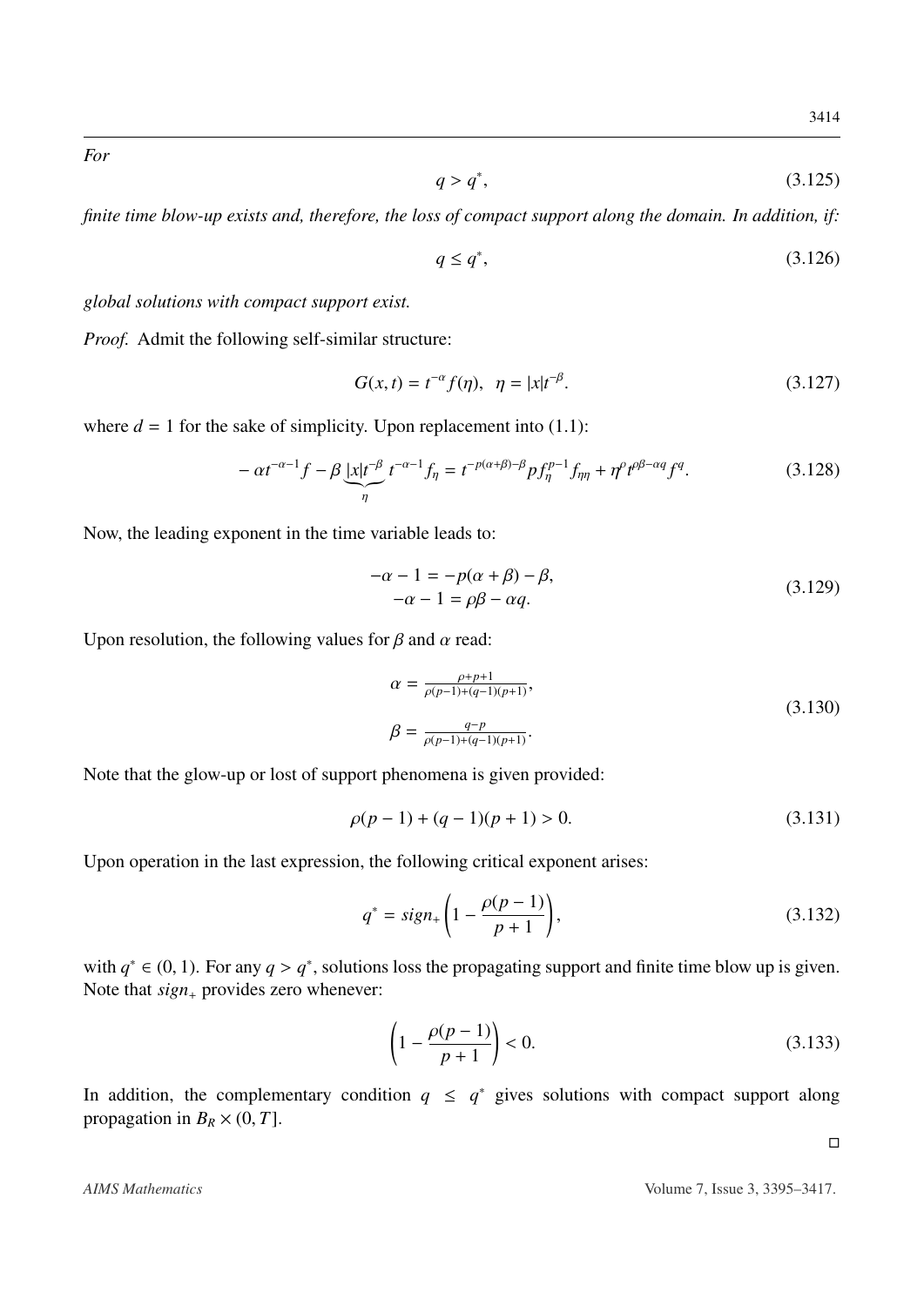*For*

$$q > q^*, \tag{3.125}$$

*finite time blow-up exists and, therefore, the loss of compact support along the domain. In addition, if:*

$$q \leq q^*, \tag{3.126}$$

*global solutions with compact support exist.*

*Proof.* Admit the following self-similar structure:

$$G(x,t) = t^{-\alpha} f(\eta), \quad \eta = |x| t^{-\beta}. \tag{3.127}$$

where $d = 1$ for the sake of simplicity. Upon replacement into (1.1):

$$-\alpha t^{-\alpha-1} f - \beta \underbrace{|x| t^{-\beta}}_{\eta} t^{-\alpha-1} f_\eta = t^{-p(\alpha+\beta)-\beta} p f_\eta^{p-1} f_{\eta\eta} + \eta^\rho t^{\rho\beta-\alpha q} f^q. \tag{3.128}$$

Now, the leading exponent in the time variable leads to:

$$\begin{aligned} -\alpha - 1 &= -p(\alpha + \beta) - \beta, \\ -\alpha - 1 &= \rho\beta - \alpha q. \end{aligned} \tag{3.129}$$

Upon resolution, the following values for $\beta$ and $\alpha$ read:

$$\begin{aligned} \alpha &= \frac{\rho+p+1}{\rho(p-1)+(q-1)(p+1)}, \\ \beta &= \frac{q-p}{\rho(p-1)+(q-1)(p+1)}. \end{aligned} \tag{3.130}$$

Note that the glow-up or lost of support phenomena is given provided:

$$\rho(p-1) + (q-1)(p+1) > 0. \tag{3.131}$$

Upon operation in the last expression, the following critical exponent arises:

$$q^* = sign_+ \left(1 - \frac{\rho(p-1)}{p+1}\right), \tag{3.132}$$

with $q^* \in (0,1)$. For any $q > q^*$, solutions loss the propagating support and finite time blow up is given. Note that $sign_+$ provides zero whenever:

$$\left(1 - \frac{\rho(p-1)}{p+1}\right) < 0. \tag{3.133}$$

In addition, the complementary condition $q \leq q^*$ gives solutions with compact support along propagation in $B_R \times (0,T]$.

□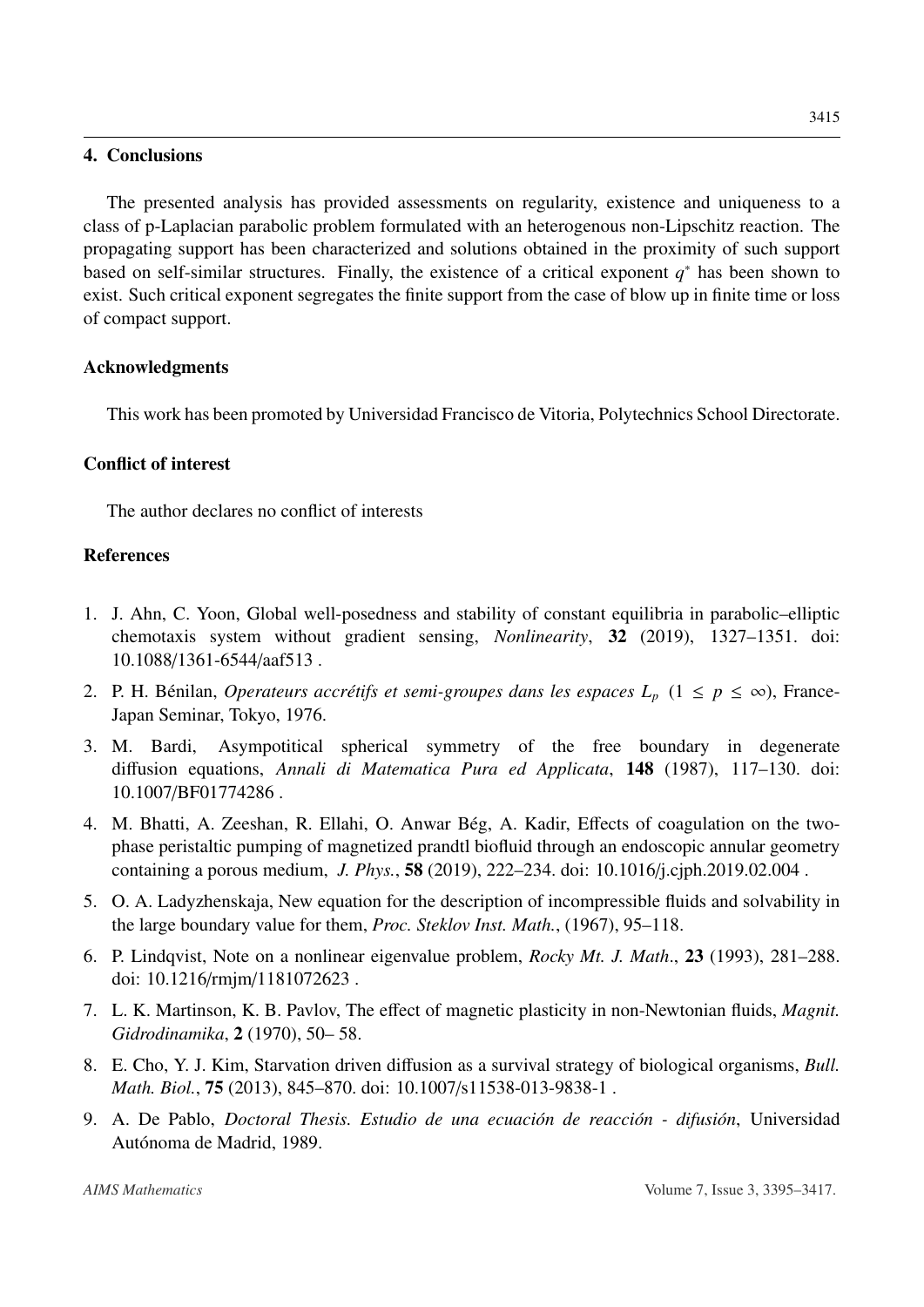## 4. Conclusions

The presented analysis has provided assessments on regularity, existence and uniqueness to a class of p-Laplacian parabolic problem formulated with an heterogenous non-Lipschitz reaction. The propagating support has been characterized and solutions obtained in the proximity of such support based on self-similar structures. Finally, the existence of a critical exponent $q^*$ has been shown to exist. Such critical exponent segregates the finite support from the case of blow up in finite time or loss of compact support.

## Acknowledgments

This work has been promoted by Universidad Francisco de Vitoria, Polytechnics School Directorate.

## Conflict of interest

The author declares no conflict of interests

## References

1. J. Ahn, C. Yoon, Global well-posedness and stability of constant equilibria in parabolic–elliptic chemotaxis system without gradient sensing, *Nonlinearity*, **32** (2019), 1327–1351. doi: 10.1088/1361-6544/aaf513 .
2. P. H. Bénilan, *Operateurs accrétifs et semi-groupes dans les espaces $L_p$ ($1 \leq p \leq \infty$)*, France-Japan Seminar, Tokyo, 1976.
3. M. Bardi, Asympotitical spherical symmetry of the free boundary in degenerate diffusion equations, *Annali di Matematica Pura ed Applicata*, **148** (1987), 117–130. doi: 10.1007/BF01774286 .
4. M. Bhatti, A. Zeeshan, R. Ellahi, O. Anwar Bég, A. Kadir, Effects of coagulation on the two-phase peristaltic pumping of magnetized prandtl biofluid through an endoscopic annular geometry containing a porous medium, *J. Phys.*, **58** (2019), 222–234. doi: 10.1016/j.cjph.2019.02.004 .
5. O. A. Ladyzhenskaja, New equation for the description of incompressible fluids and solvability in the large boundary value for them, *Proc. Steklov Inst. Math.*, (1967), 95–118.
6. P. Lindqvist, Note on a nonlinear eigenvalue problem, *Rocky Mt. J. Math*., **23** (1993), 281–288. doi: 10.1216/rmjm/1181072623 .
7. L. K. Martinson, K. B. Pavlov, The effect of magnetic plasticity in non-Newtonian fluids, *Magnit. Gidrodinamika*, **2** (1970), 50– 58.
8. E. Cho, Y. J. Kim, Starvation driven diffusion as a survival strategy of biological organisms, *Bull. Math. Biol.*, **75** (2013), 845–870. doi: 10.1007/s11538-013-9838-1 .
9. A. De Pablo, *Doctoral Thesis. Estudio de una ecuación de reacción - difusión*, Universidad Autónoma de Madrid, 1989.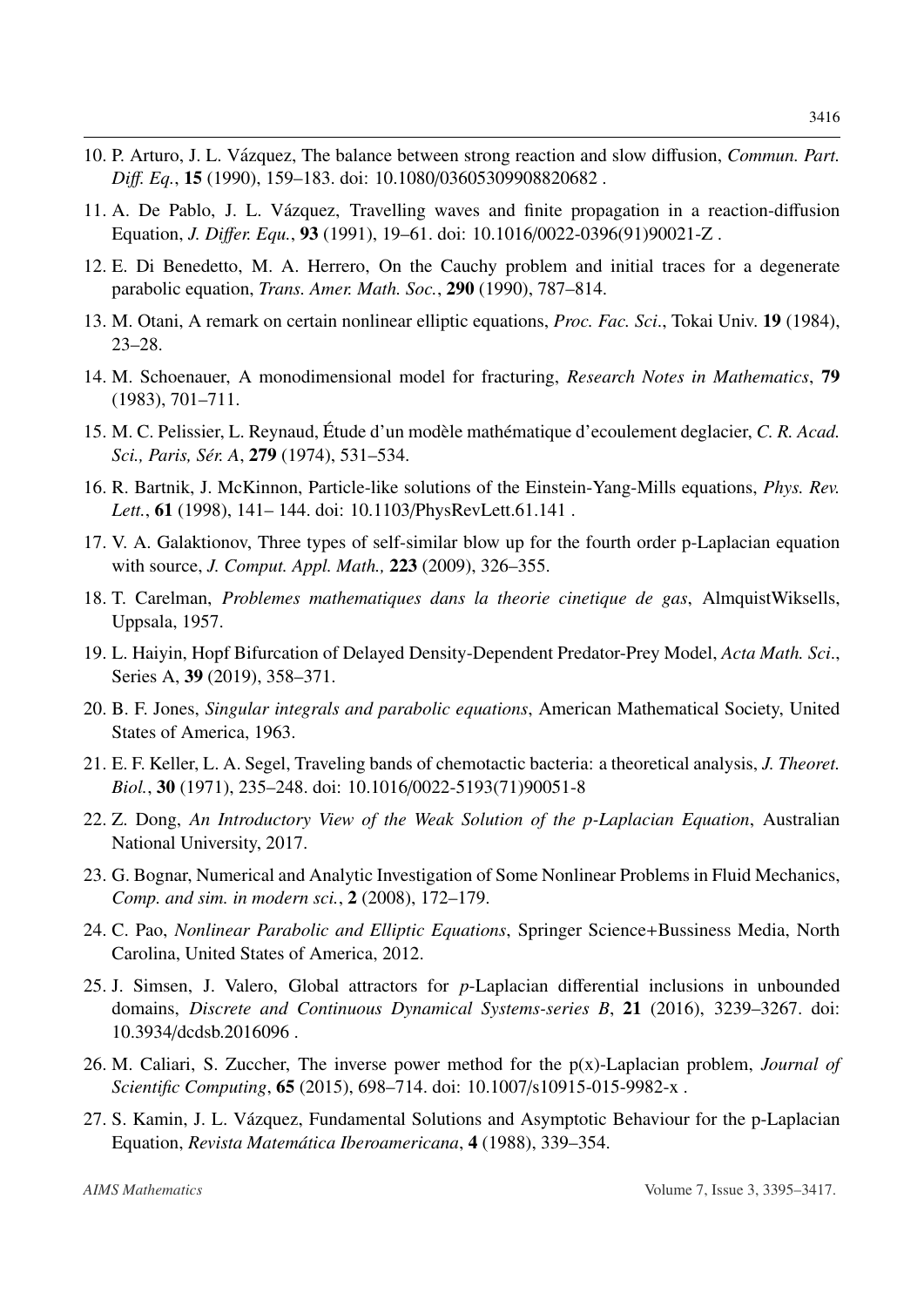10. P. Arturo, J. L. Vázquez, The balance between strong reaction and slow diffusion, *Commun. Part. Diff. Eq.*, **15** (1990), 159–183. doi: 10.1080/03605309908820682 .

11. A. De Pablo, J. L. Vázquez, Travelling waves and finite propagation in a reaction-diffusion Equation, *J. Differ. Equ.*, **93** (1991), 19–61. doi: 10.1016/0022-0396(91)90021-Z .

12. E. Di Benedetto, M. A. Herrero, On the Cauchy problem and initial traces for a degenerate parabolic equation, *Trans. Amer. Math. Soc.*, **290** (1990), 787–814.

13. M. Otani, A remark on certain nonlinear elliptic equations, *Proc. Fac. Sci.*, Tokai Univ. **19** (1984), 23–28.

14. M. Schoenauer, A monodimensional model for fracturing, *Research Notes in Mathematics*, **79** (1983), 701–711.

15. M. C. Pelissier, L. Reynaud, Étude d'un modèle mathématique d'ecoulement deglacier, *C. R. Acad. Sci., Paris, Sér. A*, **279** (1974), 531–534.

16. R. Bartnik, J. McKinnon, Particle-like solutions of the Einstein-Yang-Mills equations, *Phys. Rev. Lett.*, **61** (1998), 141– 144. doi: 10.1103/PhysRevLett.61.141 .

17. V. A. Galaktionov, Three types of self-similar blow up for the fourth order p-Laplacian equation with source, *J. Comput. Appl. Math.,* **223** (2009), 326–355.

18. T. Carelman, *Problemes mathematiques dans la theorie cinetique de gas*, AlmquistWiksells, Uppsala, 1957.

19. L. Haiyin, Hopf Bifurcation of Delayed Density-Dependent Predator-Prey Model, *Acta Math. Sci.*, Series A, **39** (2019), 358–371.

20. B. F. Jones, *Singular integrals and parabolic equations*, American Mathematical Society, United States of America, 1963.

21. E. F. Keller, L. A. Segel, Traveling bands of chemotactic bacteria: a theoretical analysis, *J. Theoret. Biol.*, **30** (1971), 235–248. doi: 10.1016/0022-5193(71)90051-8

22. Z. Dong, *An Introductory View of the Weak Solution of the p-Laplacian Equation*, Australian National University, 2017.

23. G. Bognar, Numerical and Analytic Investigation of Some Nonlinear Problems in Fluid Mechanics, *Comp. and sim. in modern sci.*, **2** (2008), 172–179.

24. C. Pao, *Nonlinear Parabolic and Elliptic Equations*, Springer Science+Bussiness Media, North Carolina, United States of America, 2012.

25. J. Simsen, J. Valero, Global attractors for *p*-Laplacian differential inclusions in unbounded domains, *Discrete and Continuous Dynamical Systems-series B*, **21** (2016), 3239–3267. doi: 10.3934/dcdsb.2016096 .

26. M. Caliari, S. Zuccher, The inverse power method for the p(x)-Laplacian problem, *Journal of Scientific Computing*, **65** (2015), 698–714. doi: 10.1007/s10915-015-9982-x .

27. S. Kamin, J. L. Vázquez, Fundamental Solutions and Asymptotic Behaviour for the p-Laplacian Equation, *Revista Matemática Iberoamericana*, **4** (1988), 339–354.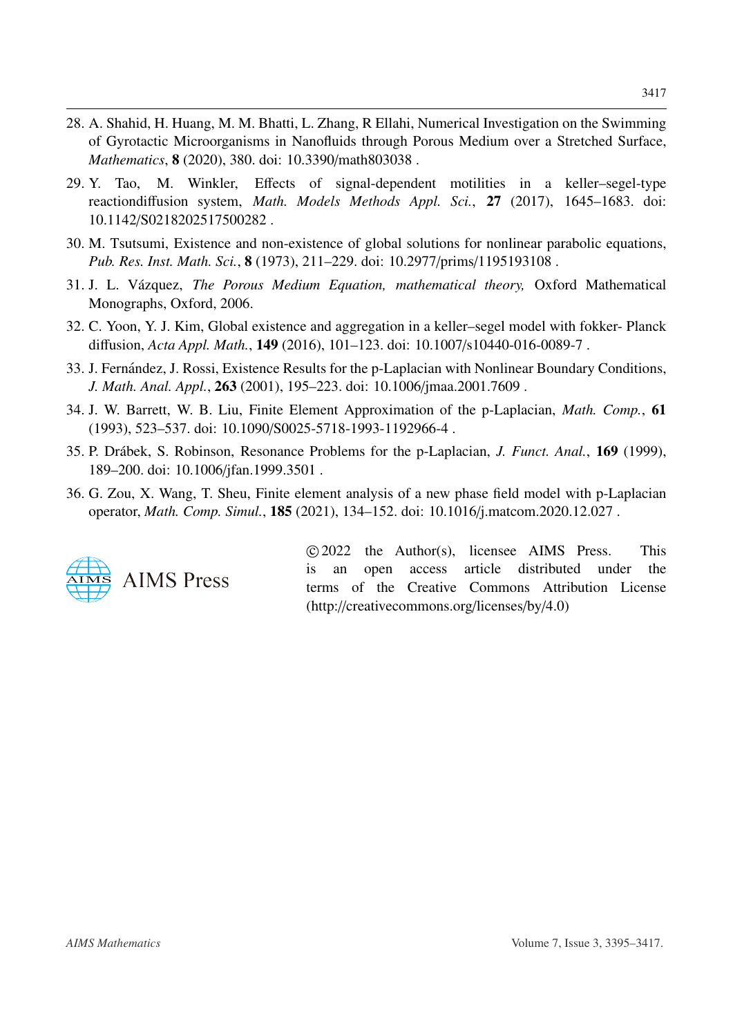28. A. Shahid, H. Huang, M. M. Bhatti, L. Zhang, R Ellahi, Numerical Investigation on the Swimming of Gyrotactic Microorganisms in Nanofluids through Porous Medium over a Stretched Surface, *Mathematics*, **8** (2020), 380. doi: 10.3390/math803038 .

29. Y. Tao, M. Winkler, Effects of signal-dependent motilities in a keller–segel-type reactiondiffusion system, *Math. Models Methods Appl. Sci.*, **27** (2017), 1645–1683. doi: 10.1142/S0218202517500282 .

30. M. Tsutsumi, Existence and non-existence of global solutions for nonlinear parabolic equations, *Pub. Res. Inst. Math. Sci.*, **8** (1973), 211–229. doi: 10.2977/prims/1195193108 .

31. J. L. Vázquez, *The Porous Medium Equation, mathematical theory,* Oxford Mathematical Monographs, Oxford, 2006.

32. C. Yoon, Y. J. Kim, Global existence and aggregation in a keller–segel model with fokker- Planck diffusion, *Acta Appl. Math.*, **149** (2016), 101–123. doi: 10.1007/s10440-016-0089-7 .

33. J. Fernández, J. Rossi, Existence Results for the p-Laplacian with Nonlinear Boundary Conditions, *J. Math. Anal. Appl.*, **263** (2001), 195–223. doi: 10.1006/jmaa.2001.7609 .

34. J. W. Barrett, W. B. Liu, Finite Element Approximation of the p-Laplacian, *Math. Comp.*, **61** (1993), 523–537. doi: 10.1090/S0025-5718-1993-1192966-4 .

35. P. Drábek, S. Robinson, Resonance Problems for the p-Laplacian, *J. Funct. Anal.*, **169** (1999), 189–200. doi: 10.1006/jfan.1999.3501 .

36. G. Zou, X. Wang, T. Sheu, Finite element analysis of a new phase field model with p-Laplacian operator, *Math. Comp. Simul.*, **185** (2021), 134–152. doi: 10.1016/j.matcom.2020.12.027 .

AIMS Press

© 2022 the Author(s), licensee AIMS Press. This is an open access article distributed under the terms of the Creative Commons Attribution License (http://creativecommons.org/licenses/by/4.0)